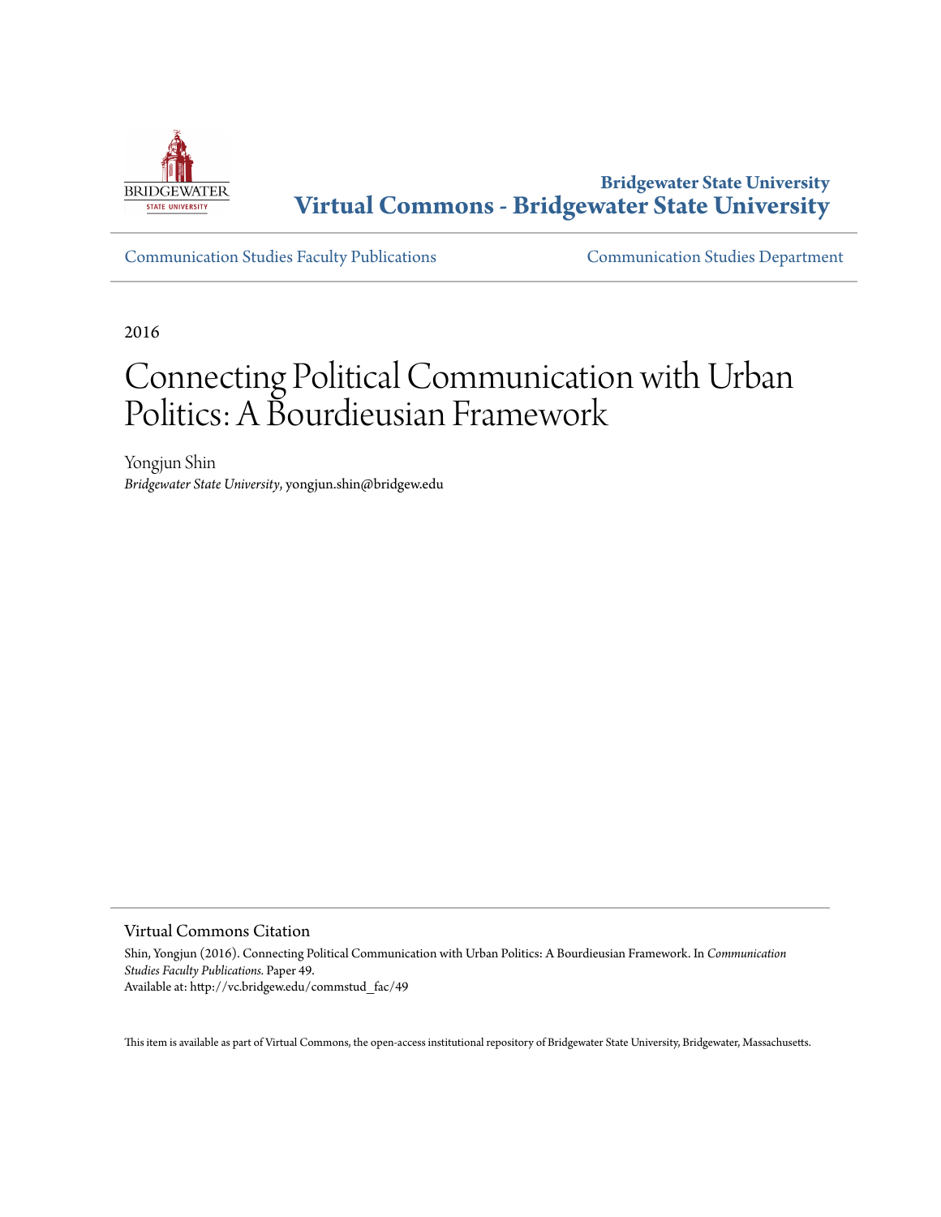Bridgewater State University

**Virtual Commons - Bridgewater State University**

Communication Studies Faculty Publications | Communication Studies Department

2016

# Connecting Political Communication with Urban Politics: A Bourdieusian Framework

Yongjun Shin

*Bridgewater State University*, yongjun.shin@bridgew.edu

## Virtual Commons Citation

Shin, Yongjun (2016). Connecting Political Communication with Urban Politics: A Bourdieusian Framework. In *Communication Studies Faculty Publications.* Paper 49.

Available at: http://vc.bridgew.edu/commstud_fac/49

This item is available as part of Virtual Commons, the open-access institutional repository of Bridgewater State University, Bridgewater, Massachusetts.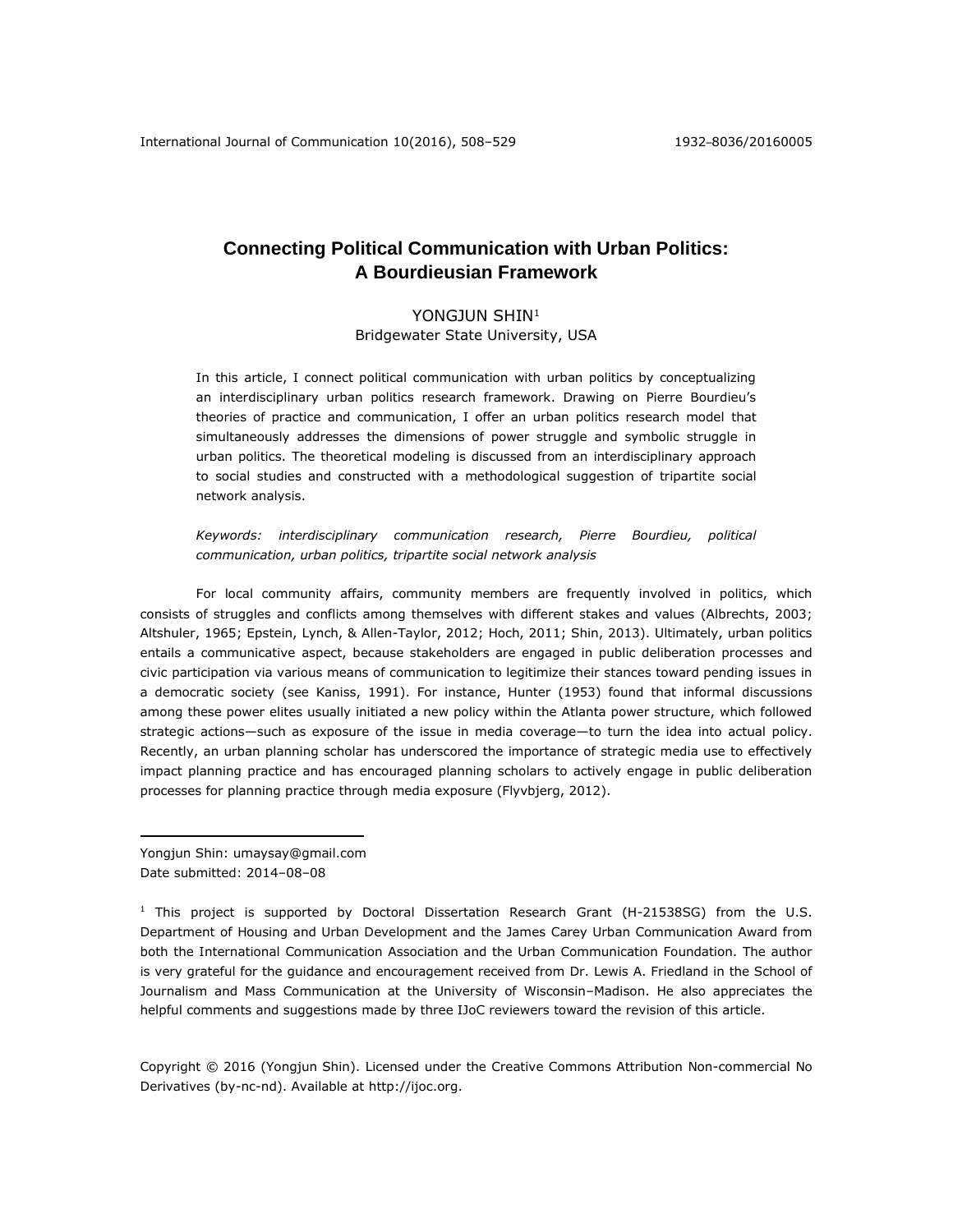# Connecting Political Communication with Urban Politics: A Bourdieusian Framework

YONGJUN SHIN[1]
Bridgewater State University, USA

In this article, I connect political communication with urban politics by conceptualizing an interdisciplinary urban politics research framework. Drawing on Pierre Bourdieu's theories of practice and communication, I offer an urban politics research model that simultaneously addresses the dimensions of power struggle and symbolic struggle in urban politics. The theoretical modeling is discussed from an interdisciplinary approach to social studies and constructed with a methodological suggestion of tripartite social network analysis.

*Keywords: interdisciplinary communication research, Pierre Bourdieu, political communication, urban politics, tripartite social network analysis*

For local community affairs, community members are frequently involved in politics, which consists of struggles and conflicts among themselves with different stakes and values (Albrechts, 2003; Altshuler, 1965; Epstein, Lynch, & Allen-Taylor, 2012; Hoch, 2011; Shin, 2013). Ultimately, urban politics entails a communicative aspect, because stakeholders are engaged in public deliberation processes and civic participation via various means of communication to legitimize their stances toward pending issues in a democratic society (see Kaniss, 1991). For instance, Hunter (1953) found that informal discussions among these power elites usually initiated a new policy within the Atlanta power structure, which followed strategic actions—such as exposure of the issue in media coverage—to turn the idea into actual policy. Recently, an urban planning scholar has underscored the importance of strategic media use to effectively impact planning practice and has encouraged planning scholars to actively engage in public deliberation processes for planning practice through media exposure (Flyvbjerg, 2012).

---

Yongjun Shin: umaysay@gmail.com
Date submitted: 2014–08–08

[1] This project is supported by Doctoral Dissertation Research Grant (H-21538SG) from the U.S. Department of Housing and Urban Development and the James Carey Urban Communication Award from both the International Communication Association and the Urban Communication Foundation. The author is very grateful for the guidance and encouragement received from Dr. Lewis A. Friedland in the School of Journalism and Mass Communication at the University of Wisconsin–Madison. He also appreciates the helpful comments and suggestions made by three IJoC reviewers toward the revision of this article.

Copyright © 2016 (Yongjun Shin). Licensed under the Creative Commons Attribution Non-commercial No Derivatives (by-nc-nd). Available at http://ijoc.org.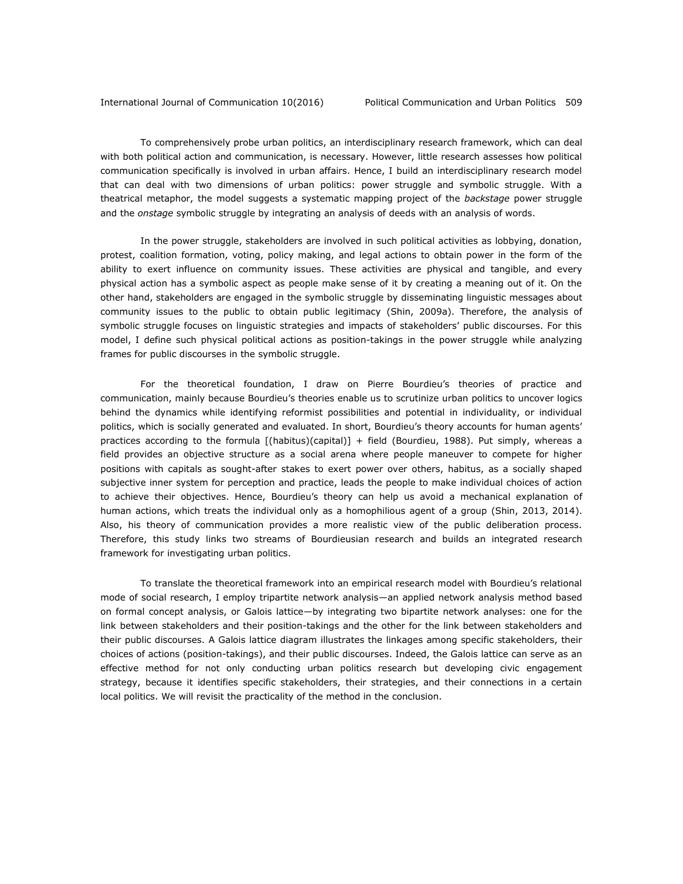To comprehensively probe urban politics, an interdisciplinary research framework, which can deal with both political action and communication, is necessary. However, little research assesses how political communication specifically is involved in urban affairs. Hence, I build an interdisciplinary research model that can deal with two dimensions of urban politics: power struggle and symbolic struggle. With a theatrical metaphor, the model suggests a systematic mapping project of the *backstage* power struggle and the *onstage* symbolic struggle by integrating an analysis of deeds with an analysis of words.

In the power struggle, stakeholders are involved in such political activities as lobbying, donation, protest, coalition formation, voting, policy making, and legal actions to obtain power in the form of the ability to exert influence on community issues. These activities are physical and tangible, and every physical action has a symbolic aspect as people make sense of it by creating a meaning out of it. On the other hand, stakeholders are engaged in the symbolic struggle by disseminating linguistic messages about community issues to the public to obtain public legitimacy (Shin, 2009a). Therefore, the analysis of symbolic struggle focuses on linguistic strategies and impacts of stakeholders' public discourses. For this model, I define such physical political actions as position-takings in the power struggle while analyzing frames for public discourses in the symbolic struggle.

For the theoretical foundation, I draw on Pierre Bourdieu's theories of practice and communication, mainly because Bourdieu's theories enable us to scrutinize urban politics to uncover logics behind the dynamics while identifying reformist possibilities and potential in individuality, or individual politics, which is socially generated and evaluated. In short, Bourdieu's theory accounts for human agents' practices according to the formula [(habitus)(capital)] + field (Bourdieu, 1988). Put simply, whereas a field provides an objective structure as a social arena where people maneuver to compete for higher positions with capitals as sought-after stakes to exert power over others, habitus, as a socially shaped subjective inner system for perception and practice, leads the people to make individual choices of action to achieve their objectives. Hence, Bourdieu's theory can help us avoid a mechanical explanation of human actions, which treats the individual only as a homophilious agent of a group (Shin, 2013, 2014). Also, his theory of communication provides a more realistic view of the public deliberation process. Therefore, this study links two streams of Bourdieusian research and builds an integrated research framework for investigating urban politics.

To translate the theoretical framework into an empirical research model with Bourdieu's relational mode of social research, I employ tripartite network analysis—an applied network analysis method based on formal concept analysis, or Galois lattice—by integrating two bipartite network analyses: one for the link between stakeholders and their position-takings and the other for the link between stakeholders and their public discourses. A Galois lattice diagram illustrates the linkages among specific stakeholders, their choices of actions (position-takings), and their public discourses. Indeed, the Galois lattice can serve as an effective method for not only conducting urban politics research but developing civic engagement strategy, because it identifies specific stakeholders, their strategies, and their connections in a certain local politics. We will revisit the practicality of the method in the conclusion.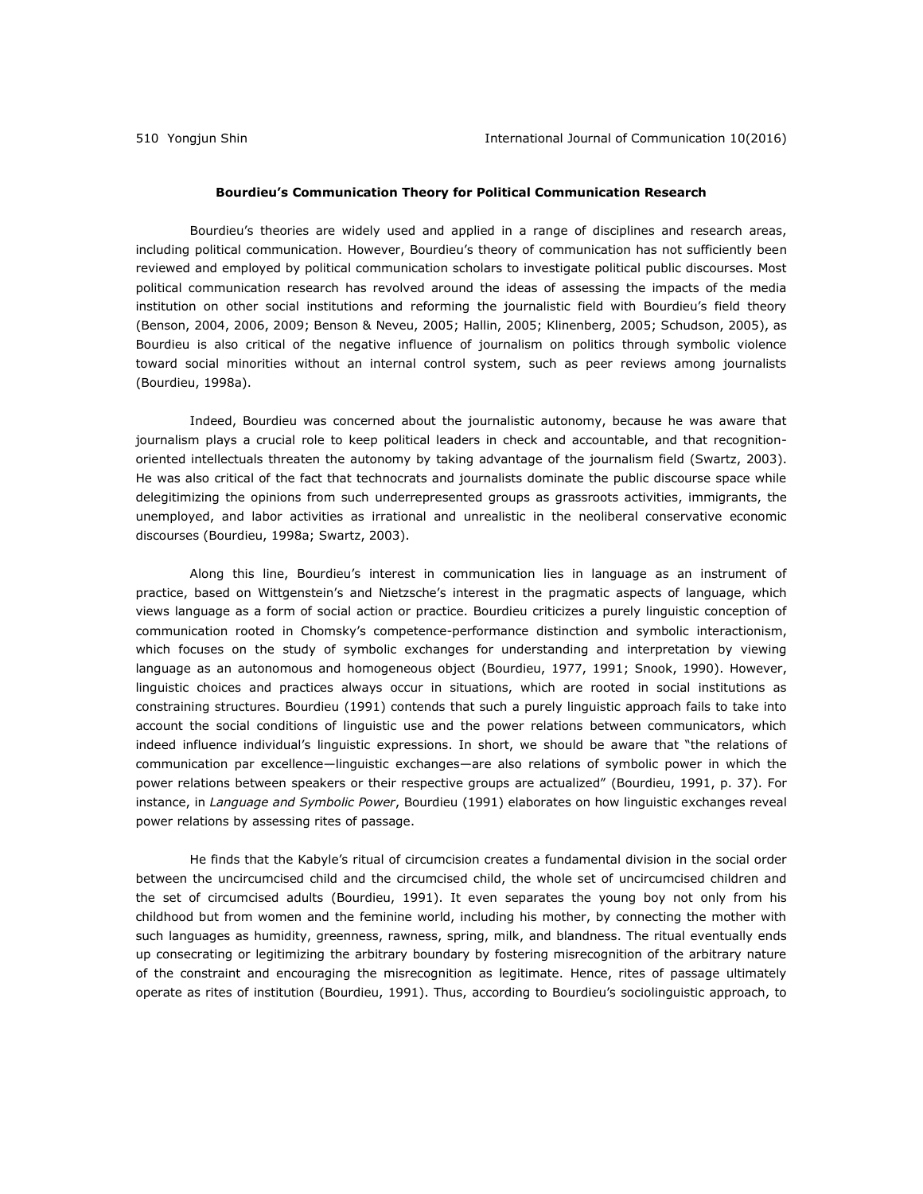### Bourdieu's Communication Theory for Political Communication Research

Bourdieu's theories are widely used and applied in a range of disciplines and research areas, including political communication. However, Bourdieu's theory of communication has not sufficiently been reviewed and employed by political communication scholars to investigate political public discourses. Most political communication research has revolved around the ideas of assessing the impacts of the media institution on other social institutions and reforming the journalistic field with Bourdieu's field theory (Benson, 2004, 2006, 2009; Benson & Neveu, 2005; Hallin, 2005; Klinenberg, 2005; Schudson, 2005), as Bourdieu is also critical of the negative influence of journalism on politics through symbolic violence toward social minorities without an internal control system, such as peer reviews among journalists (Bourdieu, 1998a).

Indeed, Bourdieu was concerned about the journalistic autonomy, because he was aware that journalism plays a crucial role to keep political leaders in check and accountable, and that recognition-oriented intellectuals threaten the autonomy by taking advantage of the journalism field (Swartz, 2003). He was also critical of the fact that technocrats and journalists dominate the public discourse space while delegitimizing the opinions from such underrepresented groups as grassroots activities, immigrants, the unemployed, and labor activities as irrational and unrealistic in the neoliberal conservative economic discourses (Bourdieu, 1998a; Swartz, 2003).

Along this line, Bourdieu's interest in communication lies in language as an instrument of practice, based on Wittgenstein's and Nietzsche's interest in the pragmatic aspects of language, which views language as a form of social action or practice. Bourdieu criticizes a purely linguistic conception of communication rooted in Chomsky's competence-performance distinction and symbolic interactionism, which focuses on the study of symbolic exchanges for understanding and interpretation by viewing language as an autonomous and homogeneous object (Bourdieu, 1977, 1991; Snook, 1990). However, linguistic choices and practices always occur in situations, which are rooted in social institutions as constraining structures. Bourdieu (1991) contends that such a purely linguistic approach fails to take into account the social conditions of linguistic use and the power relations between communicators, which indeed influence individual's linguistic expressions. In short, we should be aware that "the relations of communication par excellence—linguistic exchanges—are also relations of symbolic power in which the power relations between speakers or their respective groups are actualized" (Bourdieu, 1991, p. 37). For instance, in *Language and Symbolic Power*, Bourdieu (1991) elaborates on how linguistic exchanges reveal power relations by assessing rites of passage.

He finds that the Kabyle's ritual of circumcision creates a fundamental division in the social order between the uncircumcised child and the circumcised child, the whole set of uncircumcised children and the set of circumcised adults (Bourdieu, 1991). It even separates the young boy not only from his childhood but from women and the feminine world, including his mother, by connecting the mother with such languages as humidity, greenness, rawness, spring, milk, and blandness. The ritual eventually ends up consecrating or legitimizing the arbitrary boundary by fostering misrecognition of the arbitrary nature of the constraint and encouraging the misrecognition as legitimate. Hence, rites of passage ultimately operate as rites of institution (Bourdieu, 1991). Thus, according to Bourdieu's sociolinguistic approach, to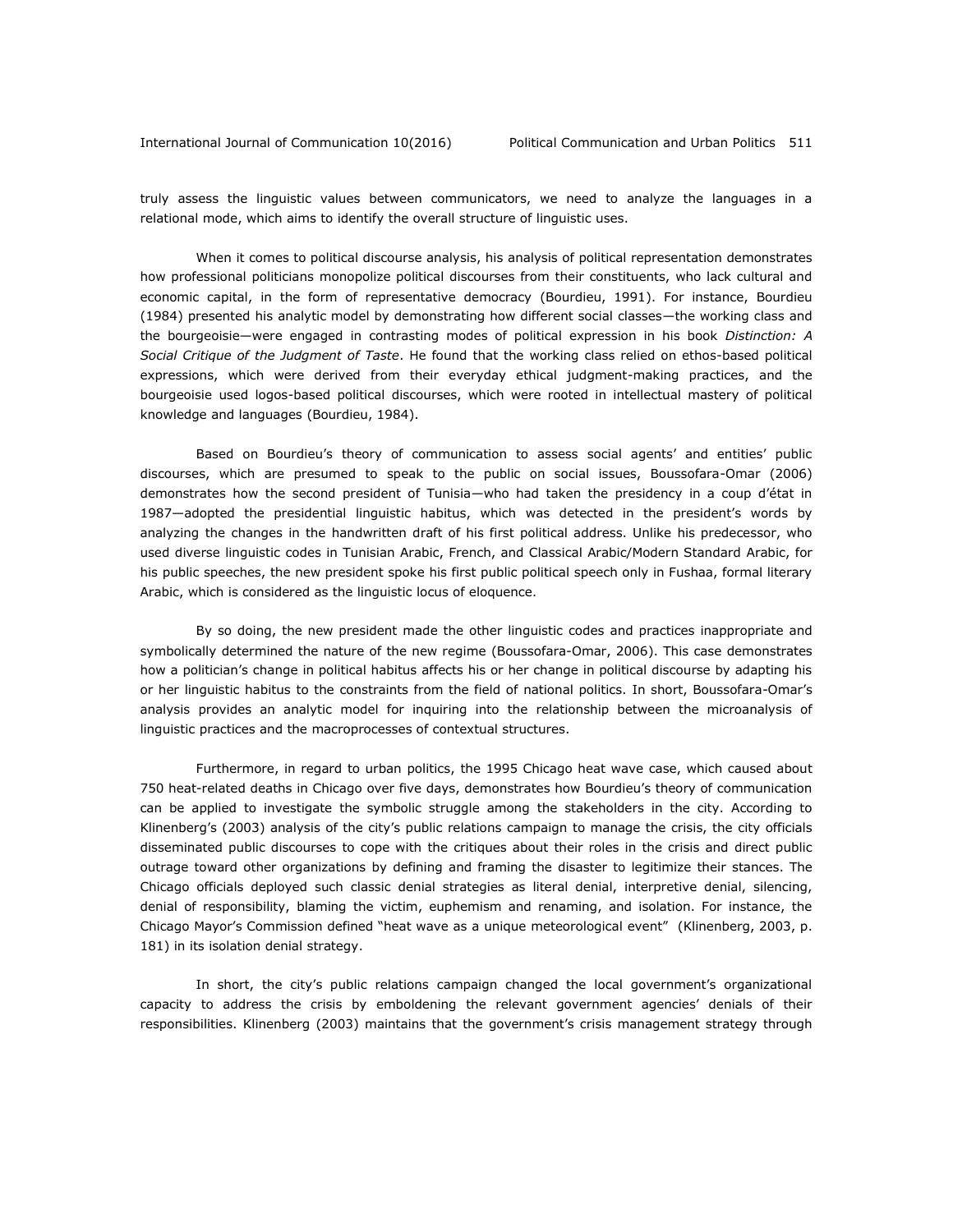truly assess the linguistic values between communicators, we need to analyze the languages in a relational mode, which aims to identify the overall structure of linguistic uses.

When it comes to political discourse analysis, his analysis of political representation demonstrates how professional politicians monopolize political discourses from their constituents, who lack cultural and economic capital, in the form of representative democracy (Bourdieu, 1991). For instance, Bourdieu (1984) presented his analytic model by demonstrating how different social classes—the working class and the bourgeoisie—were engaged in contrasting modes of political expression in his book *Distinction: A Social Critique of the Judgment of Taste*. He found that the working class relied on ethos-based political expressions, which were derived from their everyday ethical judgment-making practices, and the bourgeoisie used logos-based political discourses, which were rooted in intellectual mastery of political knowledge and languages (Bourdieu, 1984).

Based on Bourdieu's theory of communication to assess social agents' and entities' public discourses, which are presumed to speak to the public on social issues, Boussofara-Omar (2006) demonstrates how the second president of Tunisia—who had taken the presidency in a coup d'état in 1987—adopted the presidential linguistic habitus, which was detected in the president's words by analyzing the changes in the handwritten draft of his first political address. Unlike his predecessor, who used diverse linguistic codes in Tunisian Arabic, French, and Classical Arabic/Modern Standard Arabic, for his public speeches, the new president spoke his first public political speech only in Fushaa, formal literary Arabic, which is considered as the linguistic locus of eloquence.

By so doing, the new president made the other linguistic codes and practices inappropriate and symbolically determined the nature of the new regime (Boussofara-Omar, 2006). This case demonstrates how a politician's change in political habitus affects his or her change in political discourse by adapting his or her linguistic habitus to the constraints from the field of national politics. In short, Boussofara-Omar's analysis provides an analytic model for inquiring into the relationship between the microanalysis of linguistic practices and the macroprocesses of contextual structures.

Furthermore, in regard to urban politics, the 1995 Chicago heat wave case, which caused about 750 heat-related deaths in Chicago over five days, demonstrates how Bourdieu's theory of communication can be applied to investigate the symbolic struggle among the stakeholders in the city. According to Klinenberg's (2003) analysis of the city's public relations campaign to manage the crisis, the city officials disseminated public discourses to cope with the critiques about their roles in the crisis and direct public outrage toward other organizations by defining and framing the disaster to legitimize their stances. The Chicago officials deployed such classic denial strategies as literal denial, interpretive denial, silencing, denial of responsibility, blaming the victim, euphemism and renaming, and isolation. For instance, the Chicago Mayor's Commission defined "heat wave as a unique meteorological event" (Klinenberg, 2003, p. 181) in its isolation denial strategy.

In short, the city's public relations campaign changed the local government's organizational capacity to address the crisis by emboldening the relevant government agencies' denials of their responsibilities. Klinenberg (2003) maintains that the government's crisis management strategy through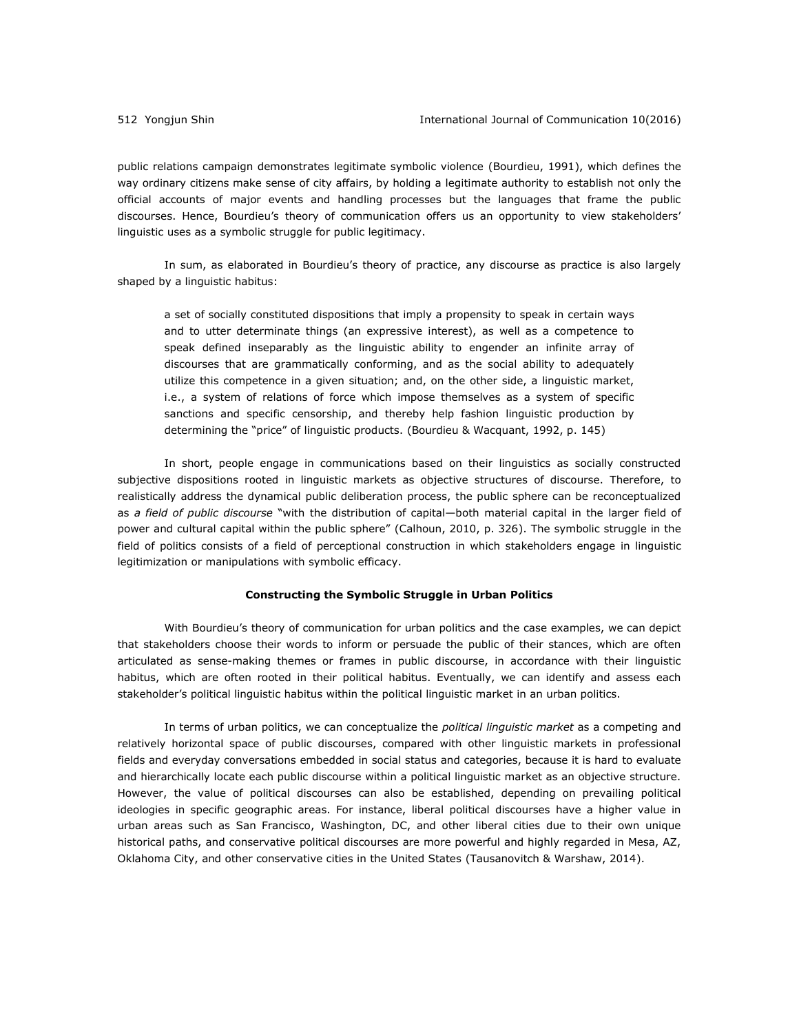public relations campaign demonstrates legitimate symbolic violence (Bourdieu, 1991), which defines the way ordinary citizens make sense of city affairs, by holding a legitimate authority to establish not only the official accounts of major events and handling processes but the languages that frame the public discourses. Hence, Bourdieu's theory of communication offers us an opportunity to view stakeholders' linguistic uses as a symbolic struggle for public legitimacy.

In sum, as elaborated in Bourdieu's theory of practice, any discourse as practice is also largely shaped by a linguistic habitus:

> a set of socially constituted dispositions that imply a propensity to speak in certain ways and to utter determinate things (an expressive interest), as well as a competence to speak defined inseparably as the linguistic ability to engender an infinite array of discourses that are grammatically conforming, and as the social ability to adequately utilize this competence in a given situation; and, on the other side, a linguistic market, i.e., a system of relations of force which impose themselves as a system of specific sanctions and specific censorship, and thereby help fashion linguistic production by determining the "price" of linguistic products. (Bourdieu & Wacquant, 1992, p. 145)

In short, people engage in communications based on their linguistics as socially constructed subjective dispositions rooted in linguistic markets as objective structures of discourse. Therefore, to realistically address the dynamical public deliberation process, the public sphere can be reconceptualized as *a field of public discourse* "with the distribution of capital—both material capital in the larger field of power and cultural capital within the public sphere" (Calhoun, 2010, p. 326). The symbolic struggle in the field of politics consists of a field of perceptional construction in which stakeholders engage in linguistic legitimization or manipulations with symbolic efficacy.

### Constructing the Symbolic Struggle in Urban Politics

With Bourdieu's theory of communication for urban politics and the case examples, we can depict that stakeholders choose their words to inform or persuade the public of their stances, which are often articulated as sense-making themes or frames in public discourse, in accordance with their linguistic habitus, which are often rooted in their political habitus. Eventually, we can identify and assess each stakeholder's political linguistic habitus within the political linguistic market in an urban politics.

In terms of urban politics, we can conceptualize the *political linguistic market* as a competing and relatively horizontal space of public discourses, compared with other linguistic markets in professional fields and everyday conversations embedded in social status and categories, because it is hard to evaluate and hierarchically locate each public discourse within a political linguistic market as an objective structure. However, the value of political discourses can also be established, depending on prevailing political ideologies in specific geographic areas. For instance, liberal political discourses have a higher value in urban areas such as San Francisco, Washington, DC, and other liberal cities due to their own unique historical paths, and conservative political discourses are more powerful and highly regarded in Mesa, AZ, Oklahoma City, and other conservative cities in the United States (Tausanovitch & Warshaw, 2014).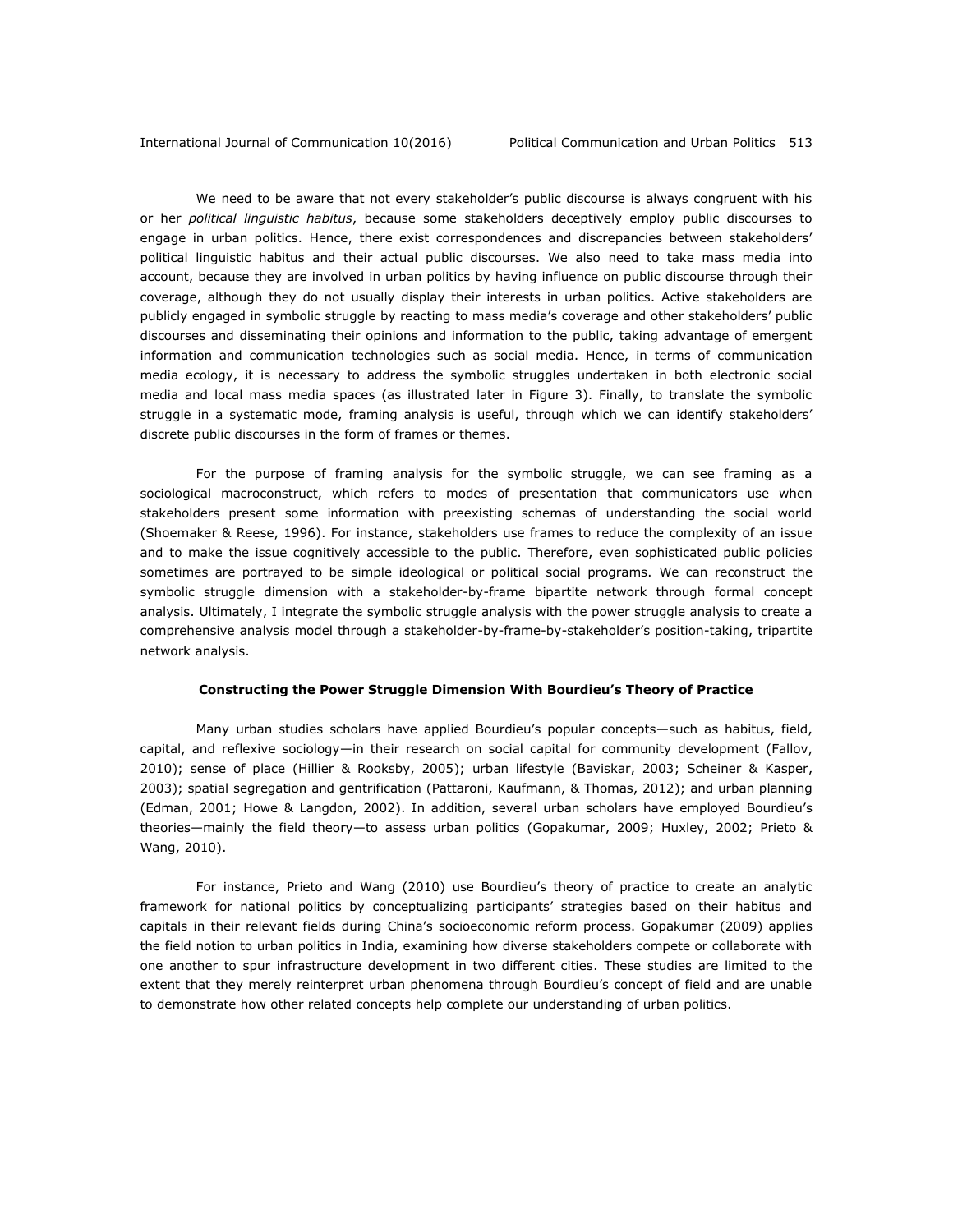We need to be aware that not every stakeholder's public discourse is always congruent with his or her *political linguistic habitus*, because some stakeholders deceptively employ public discourses to engage in urban politics. Hence, there exist correspondences and discrepancies between stakeholders' political linguistic habitus and their actual public discourses. We also need to take mass media into account, because they are involved in urban politics by having influence on public discourse through their coverage, although they do not usually display their interests in urban politics. Active stakeholders are publicly engaged in symbolic struggle by reacting to mass media's coverage and other stakeholders' public discourses and disseminating their opinions and information to the public, taking advantage of emergent information and communication technologies such as social media. Hence, in terms of communication media ecology, it is necessary to address the symbolic struggles undertaken in both electronic social media and local mass media spaces (as illustrated later in Figure 3). Finally, to translate the symbolic struggle in a systematic mode, framing analysis is useful, through which we can identify stakeholders' discrete public discourses in the form of frames or themes.

For the purpose of framing analysis for the symbolic struggle, we can see framing as a sociological macroconstruct, which refers to modes of presentation that communicators use when stakeholders present some information with preexisting schemas of understanding the social world (Shoemaker & Reese, 1996). For instance, stakeholders use frames to reduce the complexity of an issue and to make the issue cognitively accessible to the public. Therefore, even sophisticated public policies sometimes are portrayed to be simple ideological or political social programs. We can reconstruct the symbolic struggle dimension with a stakeholder-by-frame bipartite network through formal concept analysis. Ultimately, I integrate the symbolic struggle analysis with the power struggle analysis to create a comprehensive analysis model through a stakeholder-by-frame-by-stakeholder's position-taking, tripartite network analysis.

### Constructing the Power Struggle Dimension With Bourdieu's Theory of Practice

Many urban studies scholars have applied Bourdieu's popular concepts—such as habitus, field, capital, and reflexive sociology—in their research on social capital for community development (Fallov, 2010); sense of place (Hillier & Rooksby, 2005); urban lifestyle (Baviskar, 2003; Scheiner & Kasper, 2003); spatial segregation and gentrification (Pattaroni, Kaufmann, & Thomas, 2012); and urban planning (Edman, 2001; Howe & Langdon, 2002). In addition, several urban scholars have employed Bourdieu's theories—mainly the field theory—to assess urban politics (Gopakumar, 2009; Huxley, 2002; Prieto & Wang, 2010).

For instance, Prieto and Wang (2010) use Bourdieu's theory of practice to create an analytic framework for national politics by conceptualizing participants' strategies based on their habitus and capitals in their relevant fields during China's socioeconomic reform process. Gopakumar (2009) applies the field notion to urban politics in India, examining how diverse stakeholders compete or collaborate with one another to spur infrastructure development in two different cities. These studies are limited to the extent that they merely reinterpret urban phenomena through Bourdieu's concept of field and are unable to demonstrate how other related concepts help complete our understanding of urban politics.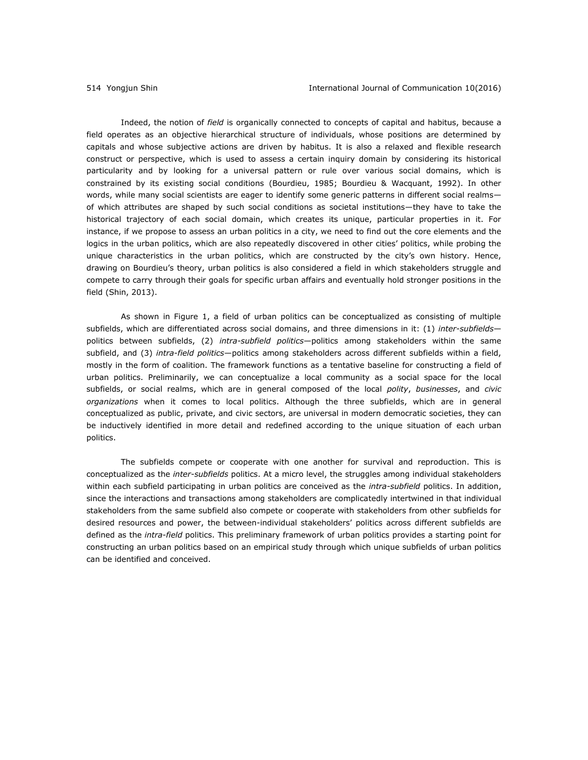Indeed, the notion of *field* is organically connected to concepts of capital and habitus, because a field operates as an objective hierarchical structure of individuals, whose positions are determined by capitals and whose subjective actions are driven by habitus. It is also a relaxed and flexible research construct or perspective, which is used to assess a certain inquiry domain by considering its historical particularity and by looking for a universal pattern or rule over various social domains, which is constrained by its existing social conditions (Bourdieu, 1985; Bourdieu & Wacquant, 1992). In other words, while many social scientists are eager to identify some generic patterns in different social realms—of which attributes are shaped by such social conditions as societal institutions—they have to take the historical trajectory of each social domain, which creates its unique, particular properties in it. For instance, if we propose to assess an urban politics in a city, we need to find out the core elements and the logics in the urban politics, which are also repeatedly discovered in other cities' politics, while probing the unique characteristics in the urban politics, which are constructed by the city's own history. Hence, drawing on Bourdieu's theory, urban politics is also considered a field in which stakeholders struggle and compete to carry through their goals for specific urban affairs and eventually hold stronger positions in the field (Shin, 2013).

As shown in Figure 1, a field of urban politics can be conceptualized as consisting of multiple subfields, which are differentiated across social domains, and three dimensions in it: (1) *inter-subfields*—politics between subfields, (2) *intra-subfield politics*—politics among stakeholders within the same subfield, and (3) *intra-field politics*—politics among stakeholders across different subfields within a field, mostly in the form of coalition. The framework functions as a tentative baseline for constructing a field of urban politics. Preliminarily, we can conceptualize a local community as a social space for the local subfields, or social realms, which are in general composed of the local *polity*, *businesses*, and *civic organizations* when it comes to local politics. Although the three subfields, which are in general conceptualized as public, private, and civic sectors, are universal in modern democratic societies, they can be inductively identified in more detail and redefined according to the unique situation of each urban politics.

The subfields compete or cooperate with one another for survival and reproduction. This is conceptualized as the *inter-subfields* politics. At a micro level, the struggles among individual stakeholders within each subfield participating in urban politics are conceived as the *intra-subfield* politics. In addition, since the interactions and transactions among stakeholders are complicatedly intertwined in that individual stakeholders from the same subfield also compete or cooperate with stakeholders from other subfields for desired resources and power, the between-individual stakeholders' politics across different subfields are defined as the *intra-field* politics. This preliminary framework of urban politics provides a starting point for constructing an urban politics based on an empirical study through which unique subfields of urban politics can be identified and conceived.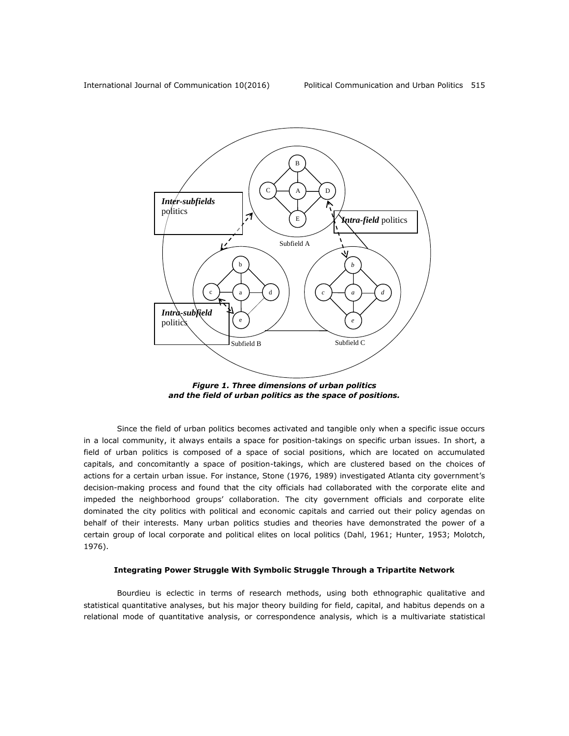*Figure 1. Three dimensions of urban politics and the field of urban politics as the space of positions.*

Since the field of urban politics becomes activated and tangible only when a specific issue occurs in a local community, it always entails a space for position-takings on specific urban issues. In short, a field of urban politics is composed of a space of social positions, which are located on accumulated capitals, and concomitantly a space of position-takings, which are clustered based on the choices of actions for a certain urban issue. For instance, Stone (1976, 1989) investigated Atlanta city government's decision-making process and found that the city officials had collaborated with the corporate elite and impeded the neighborhood groups' collaboration. The city government officials and corporate elite dominated the city politics with political and economic capitals and carried out their policy agendas on behalf of their interests. Many urban politics studies and theories have demonstrated the power of a certain group of local corporate and political elites on local politics (Dahl, 1961; Hunter, 1953; Molotch, 1976).

### Integrating Power Struggle With Symbolic Struggle Through a Tripartite Network

Bourdieu is eclectic in terms of research methods, using both ethnographic qualitative and statistical quantitative analyses, but his major theory building for field, capital, and habitus depends on a relational mode of quantitative analysis, or correspondence analysis, which is a multivariate statistical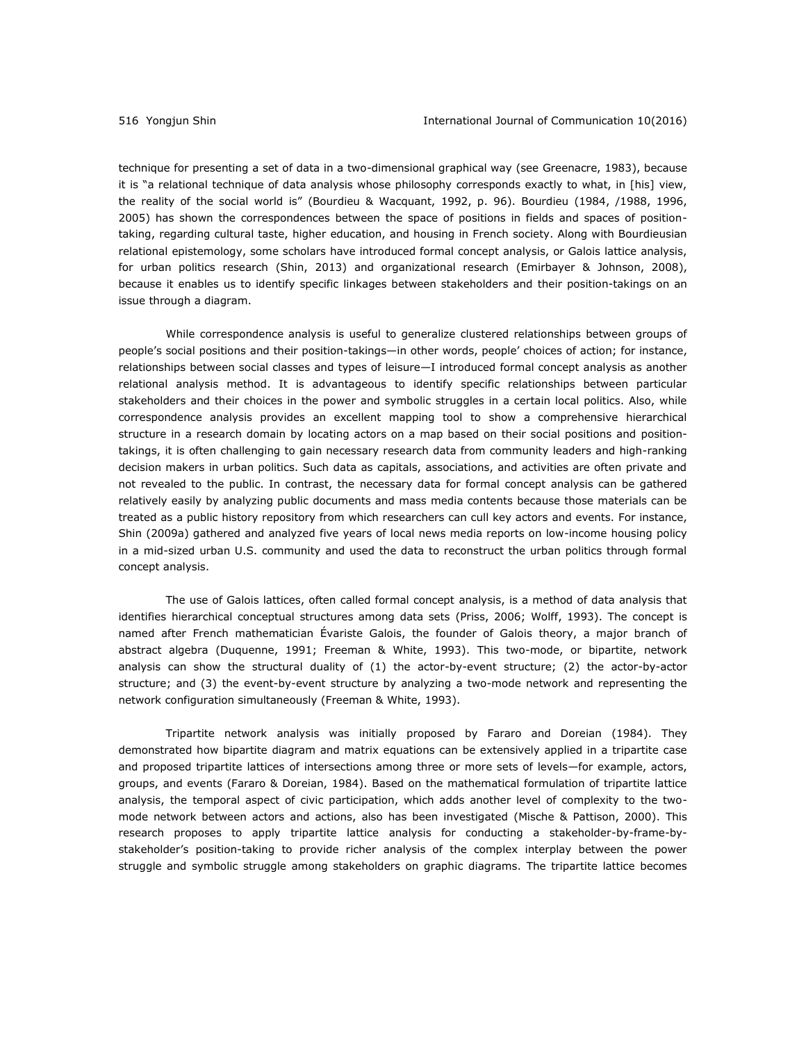technique for presenting a set of data in a two-dimensional graphical way (see Greenacre, 1983), because it is "a relational technique of data analysis whose philosophy corresponds exactly to what, in [his] view, the reality of the social world is" (Bourdieu & Wacquant, 1992, p. 96). Bourdieu (1984, /1988, 1996, 2005) has shown the correspondences between the space of positions in fields and spaces of position-taking, regarding cultural taste, higher education, and housing in French society. Along with Bourdieusian relational epistemology, some scholars have introduced formal concept analysis, or Galois lattice analysis, for urban politics research (Shin, 2013) and organizational research (Emirbayer & Johnson, 2008), because it enables us to identify specific linkages between stakeholders and their position-takings on an issue through a diagram.

While correspondence analysis is useful to generalize clustered relationships between groups of people's social positions and their position-takings—in other words, people' choices of action; for instance, relationships between social classes and types of leisure—I introduced formal concept analysis as another relational analysis method. It is advantageous to identify specific relationships between particular stakeholders and their choices in the power and symbolic struggles in a certain local politics. Also, while correspondence analysis provides an excellent mapping tool to show a comprehensive hierarchical structure in a research domain by locating actors on a map based on their social positions and position-takings, it is often challenging to gain necessary research data from community leaders and high-ranking decision makers in urban politics. Such data as capitals, associations, and activities are often private and not revealed to the public. In contrast, the necessary data for formal concept analysis can be gathered relatively easily by analyzing public documents and mass media contents because those materials can be treated as a public history repository from which researchers can cull key actors and events. For instance, Shin (2009a) gathered and analyzed five years of local news media reports on low-income housing policy in a mid-sized urban U.S. community and used the data to reconstruct the urban politics through formal concept analysis.

The use of Galois lattices, often called formal concept analysis, is a method of data analysis that identifies hierarchical conceptual structures among data sets (Priss, 2006; Wolff, 1993). The concept is named after French mathematician Évariste Galois, the founder of Galois theory, a major branch of abstract algebra (Duquenne, 1991; Freeman & White, 1993). This two-mode, or bipartite, network analysis can show the structural duality of (1) the actor-by-event structure; (2) the actor-by-actor structure; and (3) the event-by-event structure by analyzing a two-mode network and representing the network configuration simultaneously (Freeman & White, 1993).

Tripartite network analysis was initially proposed by Fararo and Doreian (1984). They demonstrated how bipartite diagram and matrix equations can be extensively applied in a tripartite case and proposed tripartite lattices of intersections among three or more sets of levels—for example, actors, groups, and events (Fararo & Doreian, 1984). Based on the mathematical formulation of tripartite lattice analysis, the temporal aspect of civic participation, which adds another level of complexity to the two-mode network between actors and actions, also has been investigated (Mische & Pattison, 2000). This research proposes to apply tripartite lattice analysis for conducting a stakeholder-by-frame-by-stakeholder's position-taking to provide richer analysis of the complex interplay between the power struggle and symbolic struggle among stakeholders on graphic diagrams. The tripartite lattice becomes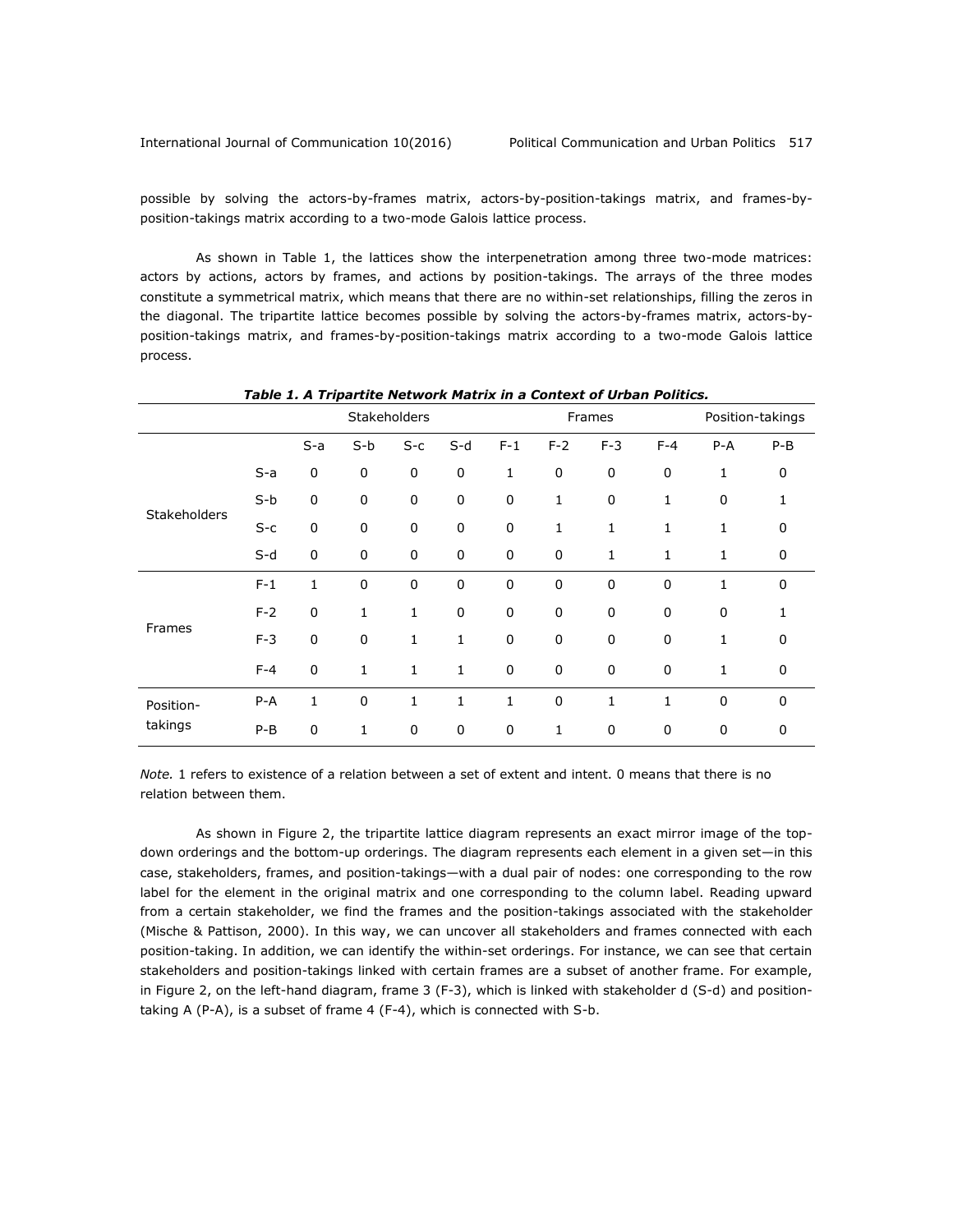possible by solving the actors-by-frames matrix, actors-by-position-takings matrix, and frames-by-position-takings matrix according to a two-mode Galois lattice process.

As shown in Table 1, the lattices show the interpenetration among three two-mode matrices: actors by actions, actors by frames, and actions by position-takings. The arrays of the three modes constitute a symmetrical matrix, which means that there are no within-set relationships, filling the zeros in the diagonal. The tripartite lattice becomes possible by solving the actors-by-frames matrix, actors-by-position-takings matrix, and frames-by-position-takings matrix according to a two-mode Galois lattice process.

***Table 1. A Tripartite Network Matrix in a Context of Urban Politics.***

| | | Stakeholders | | | | Frames | | | | Position-takings | |
|---|---|---|---|---|---|---|---|---|---|---|---|
| | | S-a | S-b | S-c | S-d | F-1 | F-2 | F-3 | F-4 | P-A | P-B |
| Stakeholders | S-a | 0 | 0 | 0 | 0 | 1 | 0 | 0 | 0 | 1 | 0 |
| | S-b | 0 | 0 | 0 | 0 | 0 | 1 | 0 | 1 | 0 | 1 |
| | S-c | 0 | 0 | 0 | 0 | 0 | 1 | 1 | 1 | 1 | 0 |
| | S-d | 0 | 0 | 0 | 0 | 0 | 0 | 1 | 1 | 1 | 0 |
| Frames | F-1 | 1 | 0 | 0 | 0 | 0 | 0 | 0 | 0 | 1 | 0 |
| | F-2 | 0 | 1 | 1 | 0 | 0 | 0 | 0 | 0 | 0 | 1 |
| | F-3 | 0 | 0 | 1 | 1 | 0 | 0 | 0 | 0 | 1 | 0 |
| | F-4 | 0 | 1 | 1 | 1 | 0 | 0 | 0 | 0 | 1 | 0 |
| Position-takings | P-A | 1 | 0 | 1 | 1 | 1 | 0 | 1 | 1 | 0 | 0 |
| | P-B | 0 | 1 | 0 | 0 | 0 | 1 | 0 | 0 | 0 | 0 |

*Note.* 1 refers to existence of a relation between a set of extent and intent. 0 means that there is no relation between them.

As shown in Figure 2, the tripartite lattice diagram represents an exact mirror image of the top-down orderings and the bottom-up orderings. The diagram represents each element in a given set—in this case, stakeholders, frames, and position-takings—with a dual pair of nodes: one corresponding to the row label for the element in the original matrix and one corresponding to the column label. Reading upward from a certain stakeholder, we find the frames and the position-takings associated with the stakeholder (Mische & Pattison, 2000). In this way, we can uncover all stakeholders and frames connected with each position-taking. In addition, we can identify the within-set orderings. For instance, we can see that certain stakeholders and position-takings linked with certain frames are a subset of another frame. For example, in Figure 2, on the left-hand diagram, frame 3 (F-3), which is linked with stakeholder d (S-d) and position-taking A (P-A), is a subset of frame 4 (F-4), which is connected with S-b.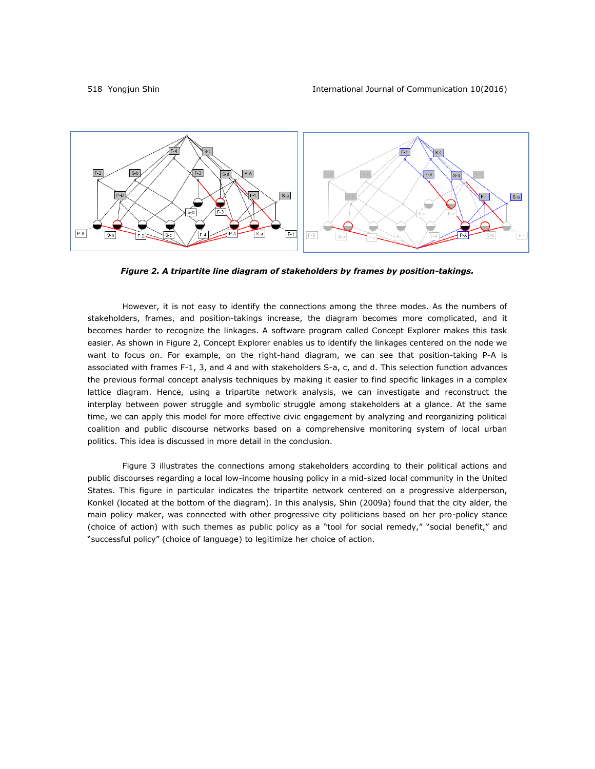*Figure 2. A tripartite line diagram of stakeholders by frames by position-takings.*

However, it is not easy to identify the connections among the three modes. As the numbers of stakeholders, frames, and position-takings increase, the diagram becomes more complicated, and it becomes harder to recognize the linkages. A software program called Concept Explorer makes this task easier. As shown in Figure 2, Concept Explorer enables us to identify the linkages centered on the node we want to focus on. For example, on the right-hand diagram, we can see that position-taking P-A is associated with frames F-1, 3, and 4 and with stakeholders S-a, c, and d. This selection function advances the previous formal concept analysis techniques by making it easier to find specific linkages in a complex lattice diagram. Hence, using a tripartite network analysis, we can investigate and reconstruct the interplay between power struggle and symbolic struggle among stakeholders at a glance. At the same time, we can apply this model for more effective civic engagement by analyzing and reorganizing political coalition and public discourse networks based on a comprehensive monitoring system of local urban politics. This idea is discussed in more detail in the conclusion.

Figure 3 illustrates the connections among stakeholders according to their political actions and public discourses regarding a local low-income housing policy in a mid-sized local community in the United States. This figure in particular indicates the tripartite network centered on a progressive alderperson, Konkel (located at the bottom of the diagram). In this analysis, Shin (2009a) found that the city alder, the main policy maker, was connected with other progressive city politicians based on her pro-policy stance (choice of action) with such themes as public policy as a "tool for social remedy," "social benefit," and "successful policy" (choice of language) to legitimize her choice of action.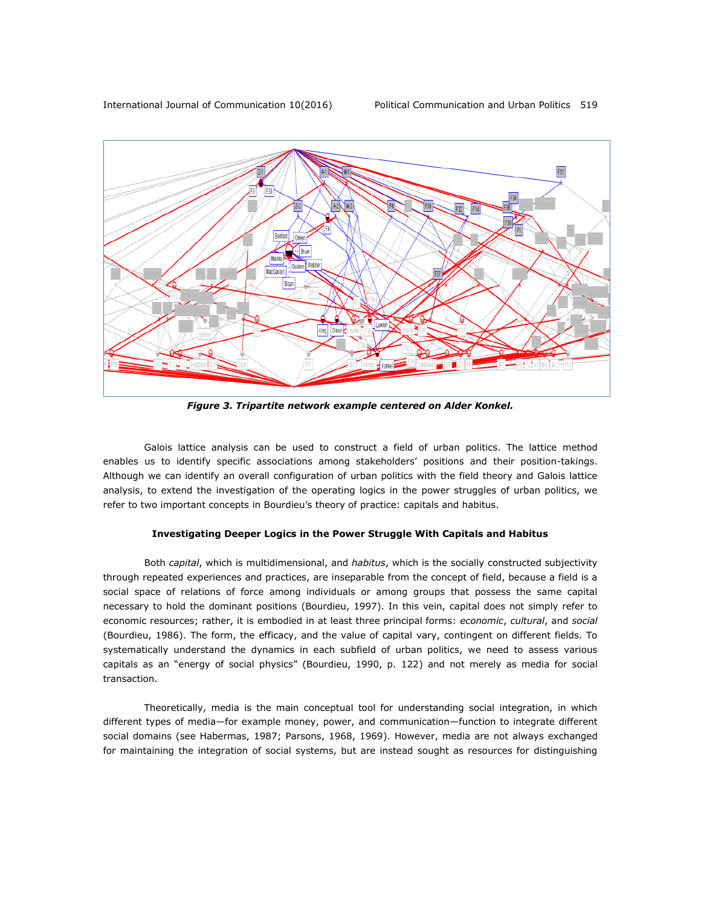*Figure 3. Tripartite network example centered on Alder Konkel.*

Galois lattice analysis can be used to construct a field of urban politics. The lattice method enables us to identify specific associations among stakeholders' positions and their position-takings. Although we can identify an overall configuration of urban politics with the field theory and Galois lattice analysis, to extend the investigation of the operating logics in the power struggles of urban politics, we refer to two important concepts in Bourdieu's theory of practice: capitals and habitus.

### Investigating Deeper Logics in the Power Struggle With Capitals and Habitus

Both *capital*, which is multidimensional, and *habitus*, which is the socially constructed subjectivity through repeated experiences and practices, are inseparable from the concept of field, because a field is a social space of relations of force among individuals or among groups that possess the same capital necessary to hold the dominant positions (Bourdieu, 1997). In this vein, capital does not simply refer to economic resources; rather, it is embodied in at least three principal forms: *economic*, *cultural*, and *social* (Bourdieu, 1986). The form, the efficacy, and the value of capital vary, contingent on different fields. To systematically understand the dynamics in each subfield of urban politics, we need to assess various capitals as an "energy of social physics" (Bourdieu, 1990, p. 122) and not merely as media for social transaction.

Theoretically, media is the main conceptual tool for understanding social integration, in which different types of media—for example money, power, and communication—function to integrate different social domains (see Habermas, 1987; Parsons, 1968, 1969). However, media are not always exchanged for maintaining the integration of social systems, but are instead sought as resources for distinguishing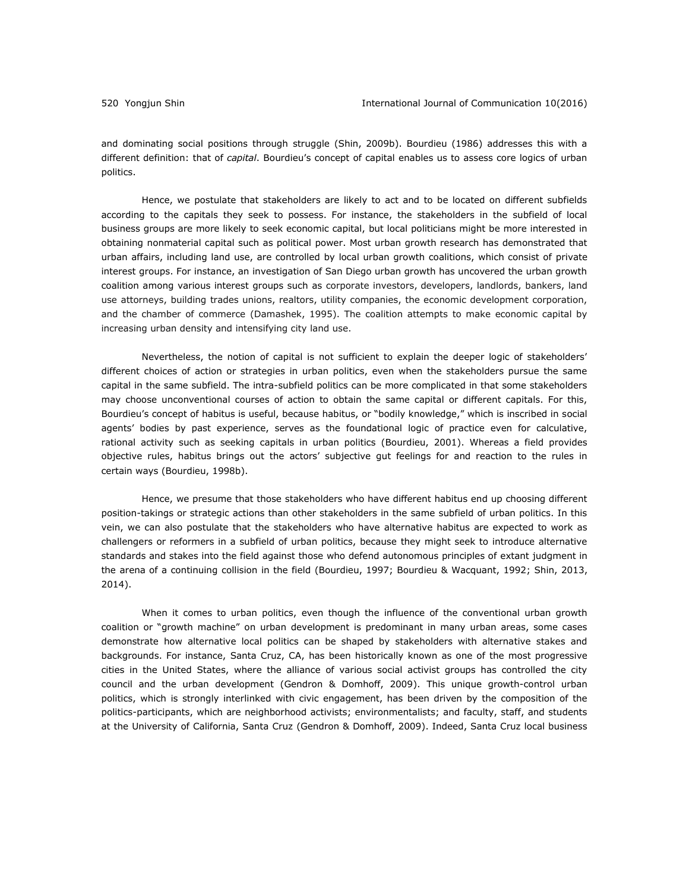and dominating social positions through struggle (Shin, 2009b). Bourdieu (1986) addresses this with a different definition: that of *capital*. Bourdieu's concept of capital enables us to assess core logics of urban politics.

Hence, we postulate that stakeholders are likely to act and to be located on different subfields according to the capitals they seek to possess. For instance, the stakeholders in the subfield of local business groups are more likely to seek economic capital, but local politicians might be more interested in obtaining nonmaterial capital such as political power. Most urban growth research has demonstrated that urban affairs, including land use, are controlled by local urban growth coalitions, which consist of private interest groups. For instance, an investigation of San Diego urban growth has uncovered the urban growth coalition among various interest groups such as corporate investors, developers, landlords, bankers, land use attorneys, building trades unions, realtors, utility companies, the economic development corporation, and the chamber of commerce (Damashek, 1995). The coalition attempts to make economic capital by increasing urban density and intensifying city land use.

Nevertheless, the notion of capital is not sufficient to explain the deeper logic of stakeholders' different choices of action or strategies in urban politics, even when the stakeholders pursue the same capital in the same subfield. The intra-subfield politics can be more complicated in that some stakeholders may choose unconventional courses of action to obtain the same capital or different capitals. For this, Bourdieu's concept of habitus is useful, because habitus, or "bodily knowledge," which is inscribed in social agents' bodies by past experience, serves as the foundational logic of practice even for calculative, rational activity such as seeking capitals in urban politics (Bourdieu, 2001). Whereas a field provides objective rules, habitus brings out the actors' subjective gut feelings for and reaction to the rules in certain ways (Bourdieu, 1998b).

Hence, we presume that those stakeholders who have different habitus end up choosing different position-takings or strategic actions than other stakeholders in the same subfield of urban politics. In this vein, we can also postulate that the stakeholders who have alternative habitus are expected to work as challengers or reformers in a subfield of urban politics, because they might seek to introduce alternative standards and stakes into the field against those who defend autonomous principles of extant judgment in the arena of a continuing collision in the field (Bourdieu, 1997; Bourdieu & Wacquant, 1992; Shin, 2013, 2014).

When it comes to urban politics, even though the influence of the conventional urban growth coalition or "growth machine" on urban development is predominant in many urban areas, some cases demonstrate how alternative local politics can be shaped by stakeholders with alternative stakes and backgrounds. For instance, Santa Cruz, CA, has been historically known as one of the most progressive cities in the United States, where the alliance of various social activist groups has controlled the city council and the urban development (Gendron & Domhoff, 2009). This unique growth-control urban politics, which is strongly interlinked with civic engagement, has been driven by the composition of the politics-participants, which are neighborhood activists; environmentalists; and faculty, staff, and students at the University of California, Santa Cruz (Gendron & Domhoff, 2009). Indeed, Santa Cruz local business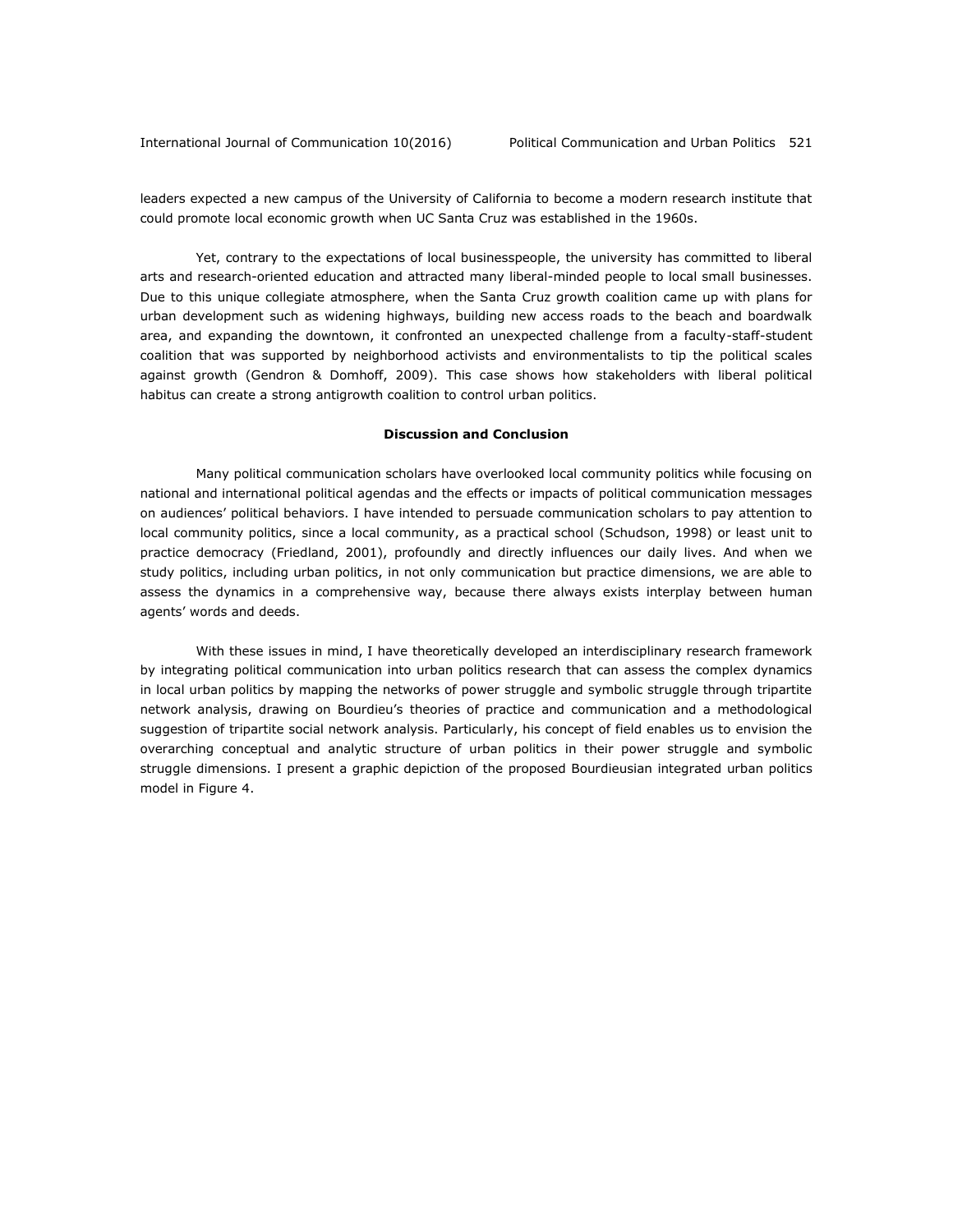leaders expected a new campus of the University of California to become a modern research institute that could promote local economic growth when UC Santa Cruz was established in the 1960s.

Yet, contrary to the expectations of local businesspeople, the university has committed to liberal arts and research-oriented education and attracted many liberal-minded people to local small businesses. Due to this unique collegiate atmosphere, when the Santa Cruz growth coalition came up with plans for urban development such as widening highways, building new access roads to the beach and boardwalk area, and expanding the downtown, it confronted an unexpected challenge from a faculty-staff-student coalition that was supported by neighborhood activists and environmentalists to tip the political scales against growth (Gendron & Domhoff, 2009). This case shows how stakeholders with liberal political habitus can create a strong antigrowth coalition to control urban politics.

## Discussion and Conclusion

Many political communication scholars have overlooked local community politics while focusing on national and international political agendas and the effects or impacts of political communication messages on audiences' political behaviors. I have intended to persuade communication scholars to pay attention to local community politics, since a local community, as a practical school (Schudson, 1998) or least unit to practice democracy (Friedland, 2001), profoundly and directly influences our daily lives. And when we study politics, including urban politics, in not only communication but practice dimensions, we are able to assess the dynamics in a comprehensive way, because there always exists interplay between human agents' words and deeds.

With these issues in mind, I have theoretically developed an interdisciplinary research framework by integrating political communication into urban politics research that can assess the complex dynamics in local urban politics by mapping the networks of power struggle and symbolic struggle through tripartite network analysis, drawing on Bourdieu's theories of practice and communication and a methodological suggestion of tripartite social network analysis. Particularly, his concept of field enables us to envision the overarching conceptual and analytic structure of urban politics in their power struggle and symbolic struggle dimensions. I present a graphic depiction of the proposed Bourdieusian integrated urban politics model in Figure 4.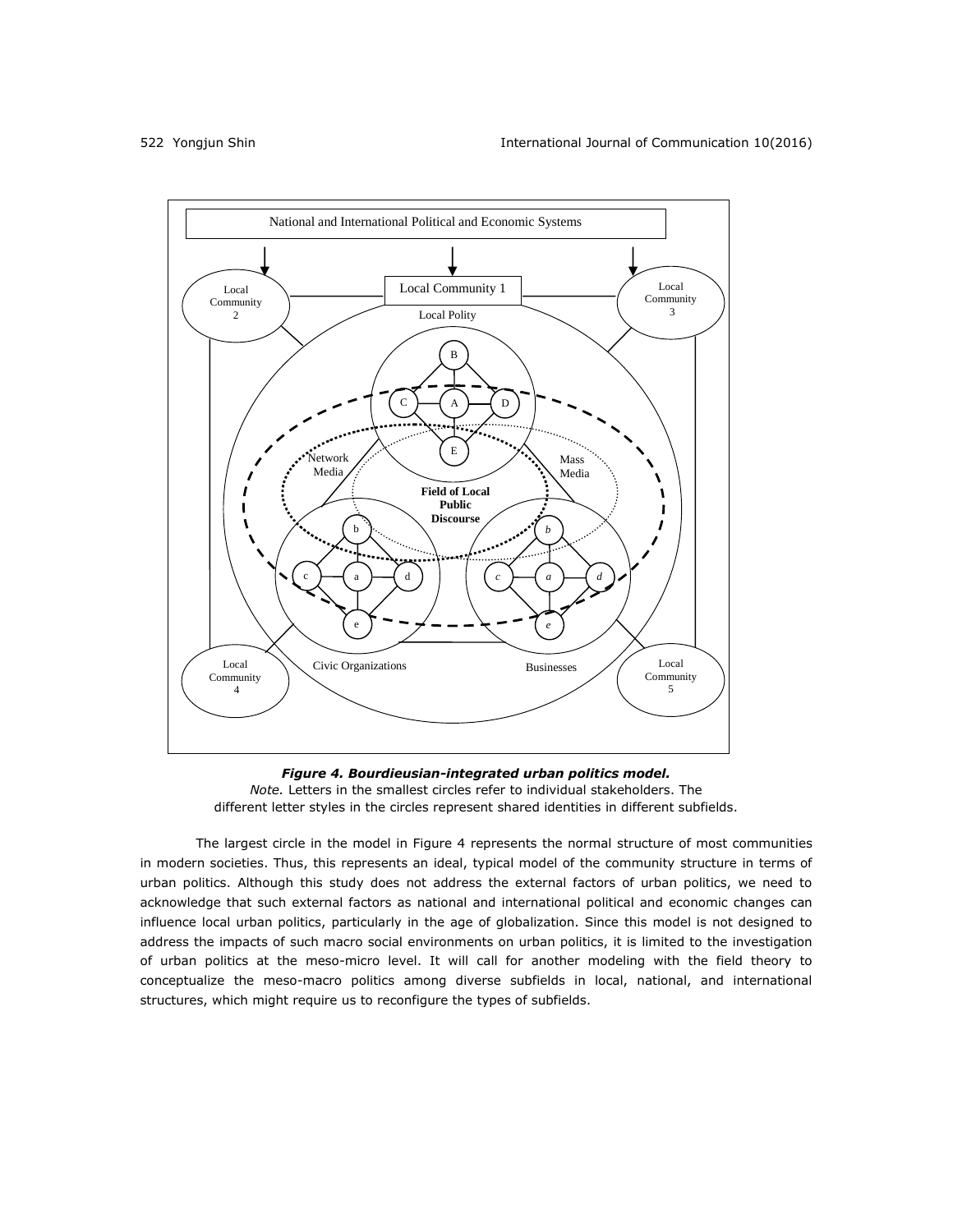*Figure 4. Bourdieusian-integrated urban politics model.*

*Note.* Letters in the smallest circles refer to individual stakeholders. The different letter styles in the circles represent shared identities in different subfields.

The largest circle in the model in Figure 4 represents the normal structure of most communities in modern societies. Thus, this represents an ideal, typical model of the community structure in terms of urban politics. Although this study does not address the external factors of urban politics, we need to acknowledge that such external factors as national and international political and economic changes can influence local urban politics, particularly in the age of globalization. Since this model is not designed to address the impacts of such macro social environments on urban politics, it is limited to the investigation of urban politics at the meso-micro level. It will call for another modeling with the field theory to conceptualize the meso-macro politics among diverse subfields in local, national, and international structures, which might require us to reconfigure the types of subfields.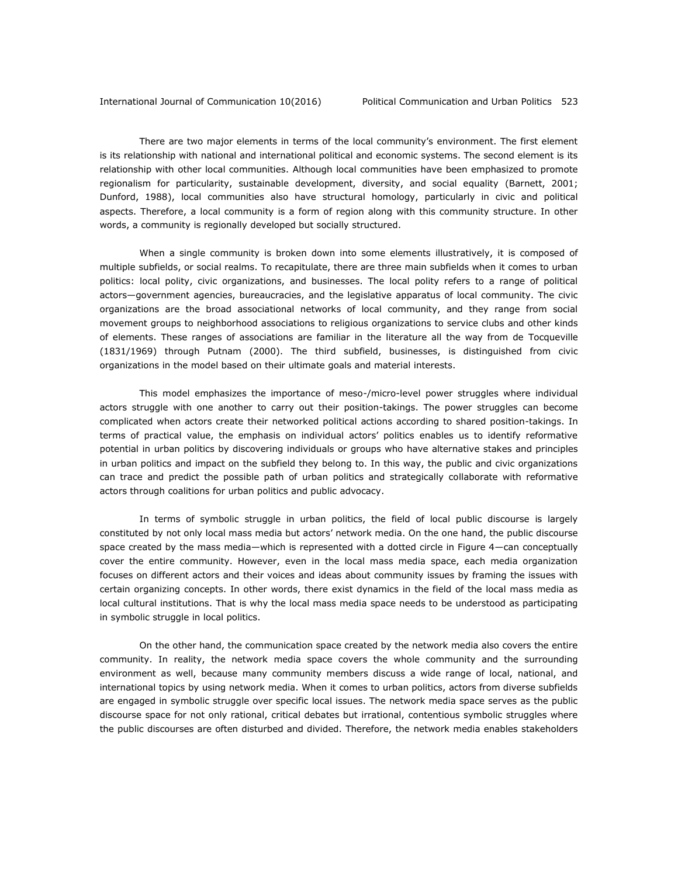There are two major elements in terms of the local community's environment. The first element is its relationship with national and international political and economic systems. The second element is its relationship with other local communities. Although local communities have been emphasized to promote regionalism for particularity, sustainable development, diversity, and social equality (Barnett, 2001; Dunford, 1988), local communities also have structural homology, particularly in civic and political aspects. Therefore, a local community is a form of region along with this community structure. In other words, a community is regionally developed but socially structured.

When a single community is broken down into some elements illustratively, it is composed of multiple subfields, or social realms. To recapitulate, there are three main subfields when it comes to urban politics: local polity, civic organizations, and businesses. The local polity refers to a range of political actors—government agencies, bureaucracies, and the legislative apparatus of local community. The civic organizations are the broad associational networks of local community, and they range from social movement groups to neighborhood associations to religious organizations to service clubs and other kinds of elements. These ranges of associations are familiar in the literature all the way from de Tocqueville (1831/1969) through Putnam (2000). The third subfield, businesses, is distinguished from civic organizations in the model based on their ultimate goals and material interests.

This model emphasizes the importance of meso-/micro-level power struggles where individual actors struggle with one another to carry out their position-takings. The power struggles can become complicated when actors create their networked political actions according to shared position-takings. In terms of practical value, the emphasis on individual actors' politics enables us to identify reformative potential in urban politics by discovering individuals or groups who have alternative stakes and principles in urban politics and impact on the subfield they belong to. In this way, the public and civic organizations can trace and predict the possible path of urban politics and strategically collaborate with reformative actors through coalitions for urban politics and public advocacy.

In terms of symbolic struggle in urban politics, the field of local public discourse is largely constituted by not only local mass media but actors' network media. On the one hand, the public discourse space created by the mass media—which is represented with a dotted circle in Figure 4—can conceptually cover the entire community. However, even in the local mass media space, each media organization focuses on different actors and their voices and ideas about community issues by framing the issues with certain organizing concepts. In other words, there exist dynamics in the field of the local mass media as local cultural institutions. That is why the local mass media space needs to be understood as participating in symbolic struggle in local politics.

On the other hand, the communication space created by the network media also covers the entire community. In reality, the network media space covers the whole community and the surrounding environment as well, because many community members discuss a wide range of local, national, and international topics by using network media. When it comes to urban politics, actors from diverse subfields are engaged in symbolic struggle over specific local issues. The network media space serves as the public discourse space for not only rational, critical debates but irrational, contentious symbolic struggles where the public discourses are often disturbed and divided. Therefore, the network media enables stakeholders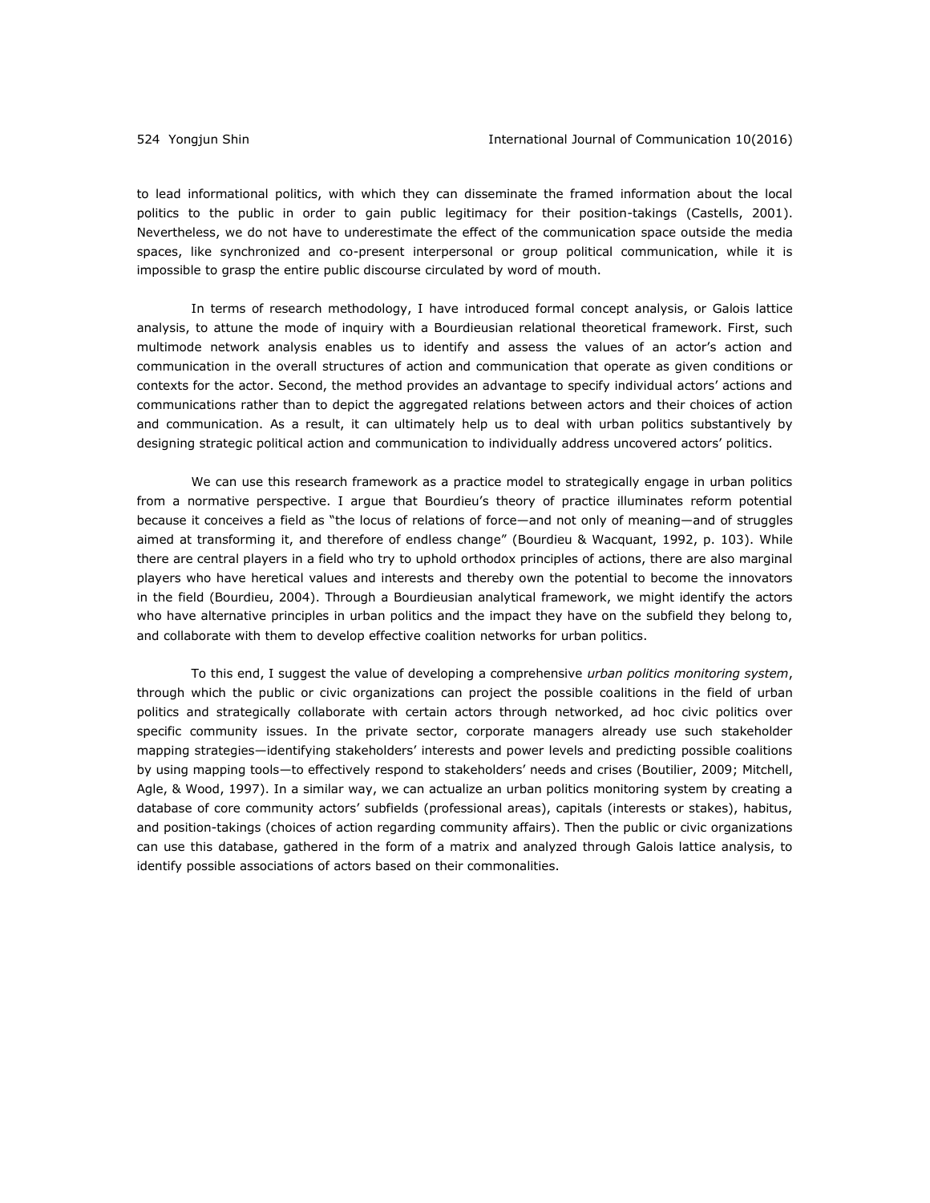to lead informational politics, with which they can disseminate the framed information about the local politics to the public in order to gain public legitimacy for their position-takings (Castells, 2001). Nevertheless, we do not have to underestimate the effect of the communication space outside the media spaces, like synchronized and co-present interpersonal or group political communication, while it is impossible to grasp the entire public discourse circulated by word of mouth.

In terms of research methodology, I have introduced formal concept analysis, or Galois lattice analysis, to attune the mode of inquiry with a Bourdieusian relational theoretical framework. First, such multimode network analysis enables us to identify and assess the values of an actor's action and communication in the overall structures of action and communication that operate as given conditions or contexts for the actor. Second, the method provides an advantage to specify individual actors' actions and communications rather than to depict the aggregated relations between actors and their choices of action and communication. As a result, it can ultimately help us to deal with urban politics substantively by designing strategic political action and communication to individually address uncovered actors' politics.

We can use this research framework as a practice model to strategically engage in urban politics from a normative perspective. I argue that Bourdieu's theory of practice illuminates reform potential because it conceives a field as "the locus of relations of force—and not only of meaning—and of struggles aimed at transforming it, and therefore of endless change" (Bourdieu & Wacquant, 1992, p. 103). While there are central players in a field who try to uphold orthodox principles of actions, there are also marginal players who have heretical values and interests and thereby own the potential to become the innovators in the field (Bourdieu, 2004). Through a Bourdieusian analytical framework, we might identify the actors who have alternative principles in urban politics and the impact they have on the subfield they belong to, and collaborate with them to develop effective coalition networks for urban politics.

To this end, I suggest the value of developing a comprehensive *urban politics monitoring system*, through which the public or civic organizations can project the possible coalitions in the field of urban politics and strategically collaborate with certain actors through networked, ad hoc civic politics over specific community issues. In the private sector, corporate managers already use such stakeholder mapping strategies—identifying stakeholders' interests and power levels and predicting possible coalitions by using mapping tools—to effectively respond to stakeholders' needs and crises (Boutilier, 2009; Mitchell, Agle, & Wood, 1997). In a similar way, we can actualize an urban politics monitoring system by creating a database of core community actors' subfields (professional areas), capitals (interests or stakes), habitus, and position-takings (choices of action regarding community affairs). Then the public or civic organizations can use this database, gathered in the form of a matrix and analyzed through Galois lattice analysis, to identify possible associations of actors based on their commonalities.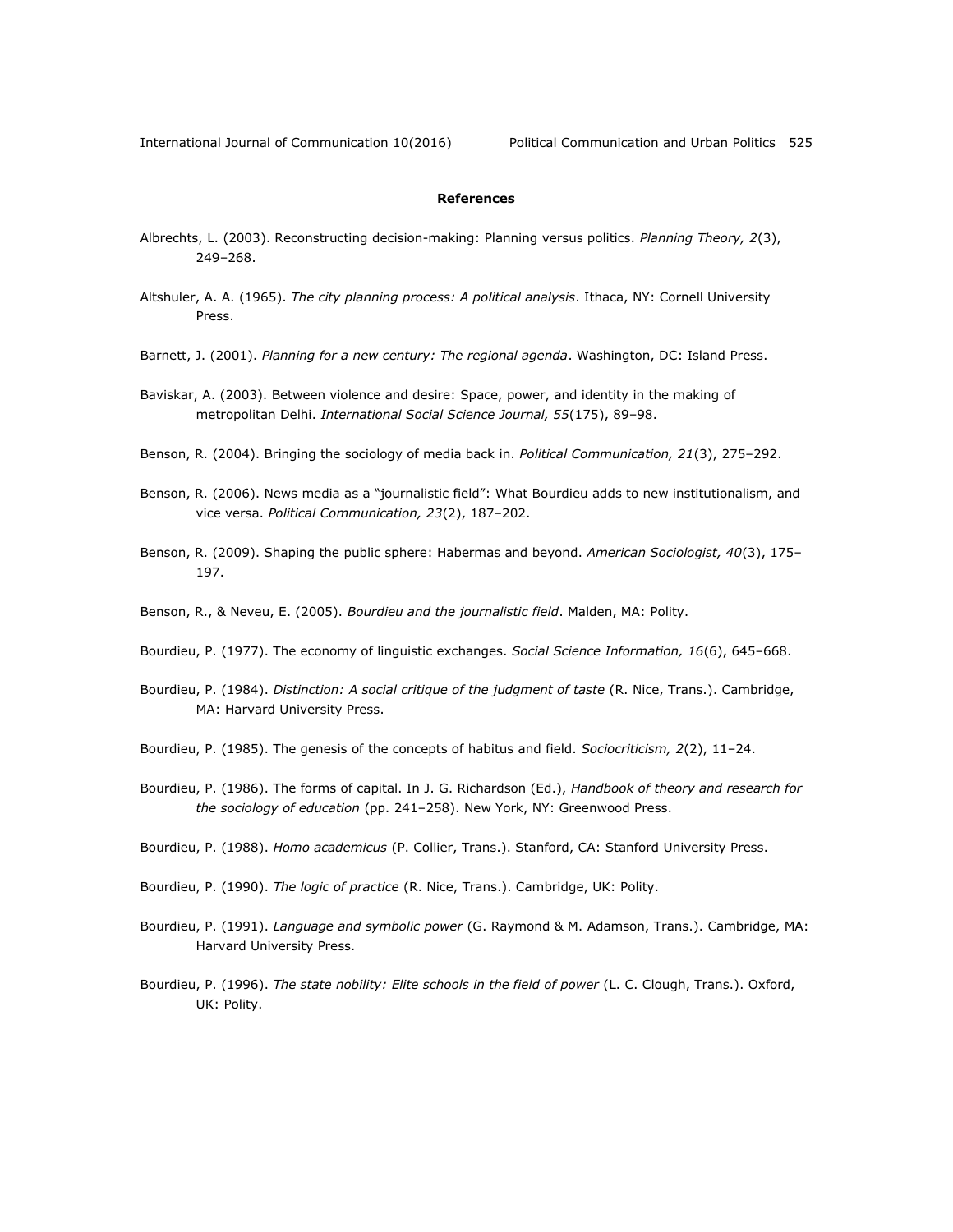**References**

Albrechts, L. (2003). Reconstructing decision-making: Planning versus politics. *Planning Theory, 2*(3), 249–268.

Altshuler, A. A. (1965). *The city planning process: A political analysis*. Ithaca, NY: Cornell University Press.

Barnett, J. (2001). *Planning for a new century: The regional agenda*. Washington, DC: Island Press.

Baviskar, A. (2003). Between violence and desire: Space, power, and identity in the making of metropolitan Delhi. *International Social Science Journal, 55*(175), 89–98.

Benson, R. (2004). Bringing the sociology of media back in. *Political Communication, 21*(3), 275–292.

Benson, R. (2006). News media as a "journalistic field": What Bourdieu adds to new institutionalism, and vice versa. *Political Communication, 23*(2), 187–202.

Benson, R. (2009). Shaping the public sphere: Habermas and beyond. *American Sociologist, 40*(3), 175–197.

Benson, R., & Neveu, E. (2005). *Bourdieu and the journalistic field*. Malden, MA: Polity.

Bourdieu, P. (1977). The economy of linguistic exchanges. *Social Science Information, 16*(6), 645–668.

Bourdieu, P. (1984). *Distinction: A social critique of the judgment of taste* (R. Nice, Trans.). Cambridge, MA: Harvard University Press.

Bourdieu, P. (1985). The genesis of the concepts of habitus and field. *Sociocriticism, 2*(2), 11–24.

Bourdieu, P. (1986). The forms of capital. In J. G. Richardson (Ed.), *Handbook of theory and research for the sociology of education* (pp. 241–258). New York, NY: Greenwood Press.

Bourdieu, P. (1988). *Homo academicus* (P. Collier, Trans.). Stanford, CA: Stanford University Press.

Bourdieu, P. (1990). *The logic of practice* (R. Nice, Trans.). Cambridge, UK: Polity.

Bourdieu, P. (1991). *Language and symbolic power* (G. Raymond & M. Adamson, Trans.). Cambridge, MA: Harvard University Press.

Bourdieu, P. (1996). *The state nobility: Elite schools in the field of power* (L. C. Clough, Trans.). Oxford, UK: Polity.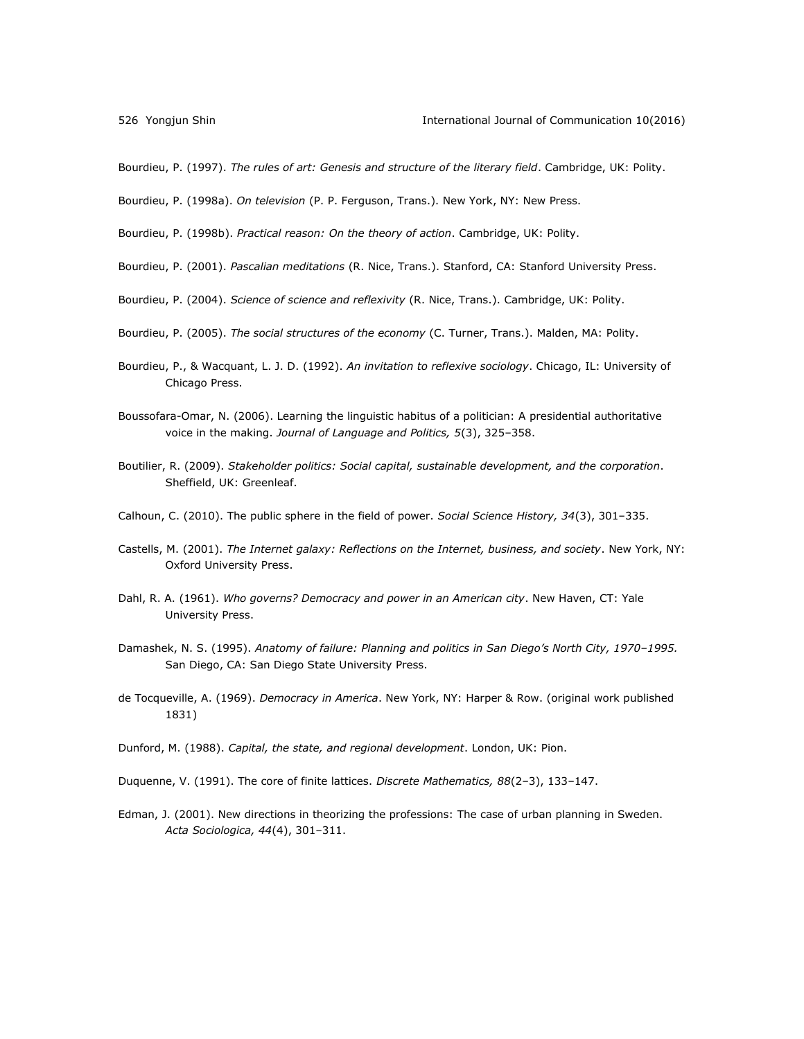Bourdieu, P. (1997). *The rules of art: Genesis and structure of the literary field*. Cambridge, UK: Polity.

Bourdieu, P. (1998a). *On television* (P. P. Ferguson, Trans.). New York, NY: New Press.

Bourdieu, P. (1998b). *Practical reason: On the theory of action*. Cambridge, UK: Polity.

Bourdieu, P. (2001). *Pascalian meditations* (R. Nice, Trans.). Stanford, CA: Stanford University Press.

Bourdieu, P. (2004). *Science of science and reflexivity* (R. Nice, Trans.). Cambridge, UK: Polity.

Bourdieu, P. (2005). *The social structures of the economy* (C. Turner, Trans.). Malden, MA: Polity.

Bourdieu, P., & Wacquant, L. J. D. (1992). *An invitation to reflexive sociology*. Chicago, IL: University of Chicago Press.

Boussofara-Omar, N. (2006). Learning the linguistic habitus of a politician: A presidential authoritative voice in the making. *Journal of Language and Politics, 5*(3), 325–358.

Boutilier, R. (2009). *Stakeholder politics: Social capital, sustainable development, and the corporation*. Sheffield, UK: Greenleaf.

Calhoun, C. (2010). The public sphere in the field of power. *Social Science History, 34*(3), 301–335.

Castells, M. (2001). *The Internet galaxy: Reflections on the Internet, business, and society*. New York, NY: Oxford University Press.

Dahl, R. A. (1961). *Who governs? Democracy and power in an American city*. New Haven, CT: Yale University Press.

Damashek, N. S. (1995). *Anatomy of failure: Planning and politics in San Diego's North City, 1970–1995.* San Diego, CA: San Diego State University Press.

de Tocqueville, A. (1969). *Democracy in America*. New York, NY: Harper & Row. (original work published 1831)

Dunford, M. (1988). *Capital, the state, and regional development*. London, UK: Pion.

Duquenne, V. (1991). The core of finite lattices. *Discrete Mathematics, 88*(2–3), 133–147.

Edman, J. (2001). New directions in theorizing the professions: The case of urban planning in Sweden. *Acta Sociologica, 44*(4), 301–311.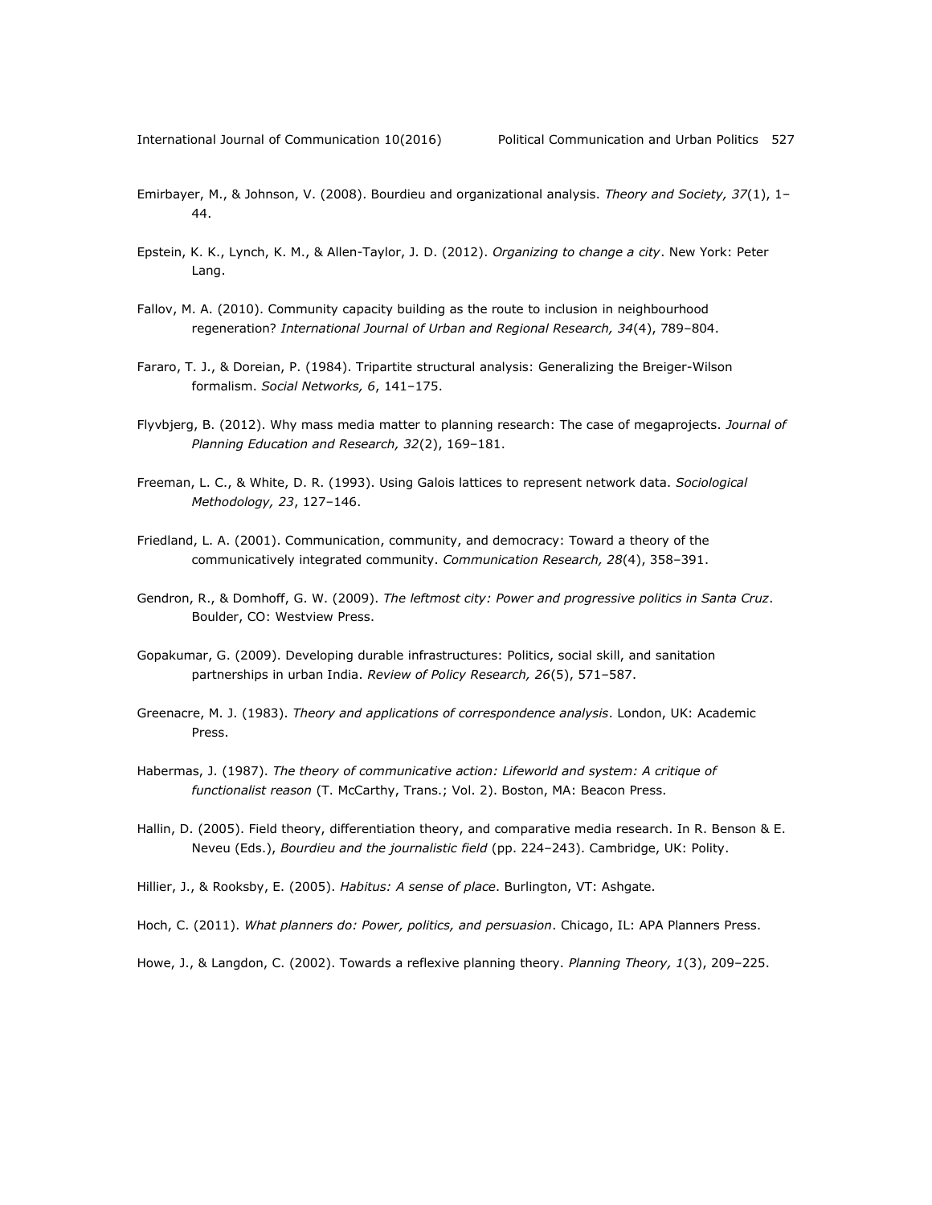Emirbayer, M., & Johnson, V. (2008). Bourdieu and organizational analysis. *Theory and Society, 37*(1), 1–44.

Epstein, K. K., Lynch, K. M., & Allen-Taylor, J. D. (2012). *Organizing to change a city*. New York: Peter Lang.

Fallov, M. A. (2010). Community capacity building as the route to inclusion in neighbourhood regeneration? *International Journal of Urban and Regional Research, 34*(4), 789–804.

Fararo, T. J., & Doreian, P. (1984). Tripartite structural analysis: Generalizing the Breiger-Wilson formalism. *Social Networks, 6*, 141–175.

Flyvbjerg, B. (2012). Why mass media matter to planning research: The case of megaprojects. *Journal of Planning Education and Research, 32*(2), 169–181.

Freeman, L. C., & White, D. R. (1993). Using Galois lattices to represent network data. *Sociological Methodology, 23*, 127–146.

Friedland, L. A. (2001). Communication, community, and democracy: Toward a theory of the communicatively integrated community. *Communication Research, 28*(4), 358–391.

Gendron, R., & Domhoff, G. W. (2009). *The leftmost city: Power and progressive politics in Santa Cruz*. Boulder, CO: Westview Press.

Gopakumar, G. (2009). Developing durable infrastructures: Politics, social skill, and sanitation partnerships in urban India. *Review of Policy Research, 26*(5), 571–587.

Greenacre, M. J. (1983). *Theory and applications of correspondence analysis*. London, UK: Academic Press.

Habermas, J. (1987). *The theory of communicative action: Lifeworld and system: A critique of functionalist reason* (T. McCarthy, Trans.; Vol. 2). Boston, MA: Beacon Press.

Hallin, D. (2005). Field theory, differentiation theory, and comparative media research. In R. Benson & E. Neveu (Eds.), *Bourdieu and the journalistic field* (pp. 224–243). Cambridge, UK: Polity.

Hillier, J., & Rooksby, E. (2005). *Habitus: A sense of place*. Burlington, VT: Ashgate.

Hoch, C. (2011). *What planners do: Power, politics, and persuasion*. Chicago, IL: APA Planners Press.

Howe, J., & Langdon, C. (2002). Towards a reflexive planning theory. *Planning Theory, 1*(3), 209–225.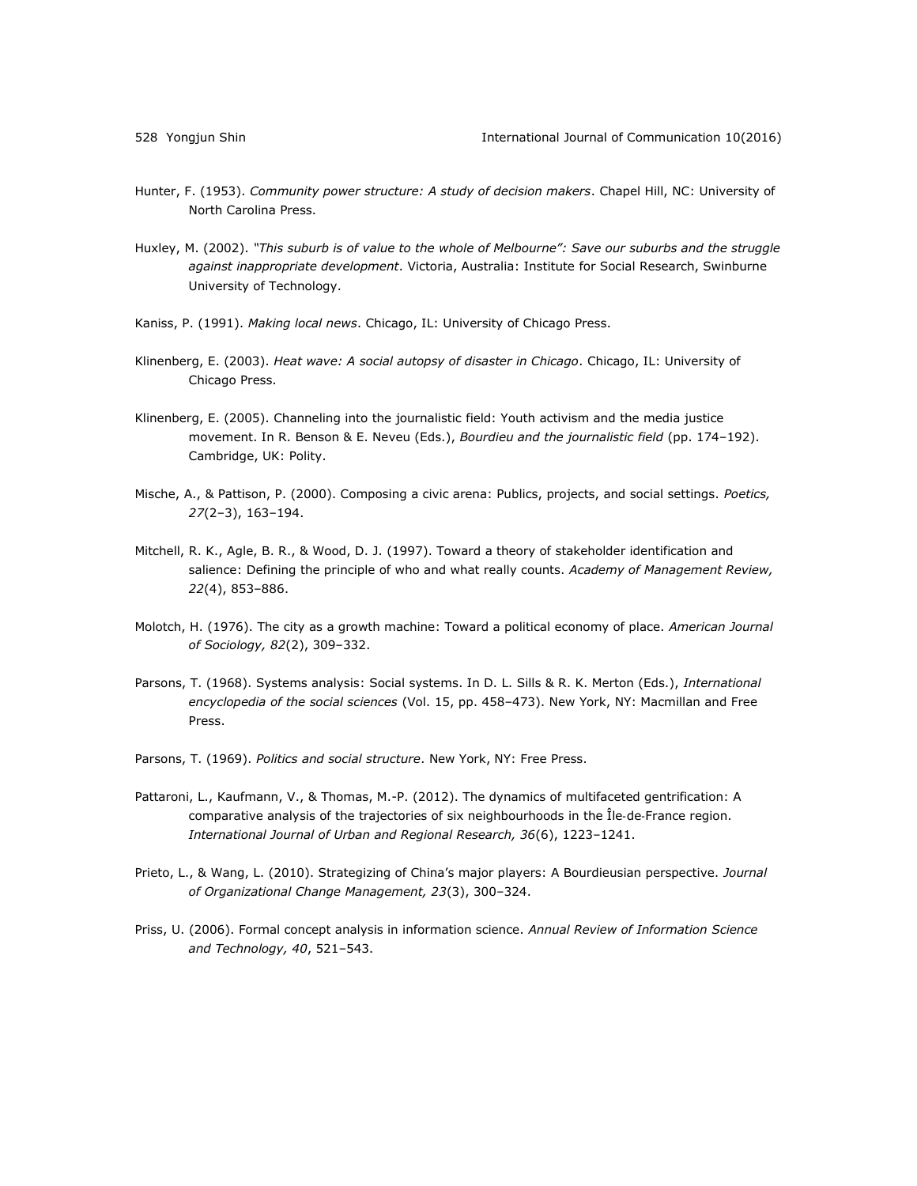Hunter, F. (1953). *Community power structure: A study of decision makers*. Chapel Hill, NC: University of North Carolina Press.

Huxley, M. (2002). *"This suburb is of value to the whole of Melbourne": Save our suburbs and the struggle against inappropriate development*. Victoria, Australia: Institute for Social Research, Swinburne University of Technology.

Kaniss, P. (1991). *Making local news*. Chicago, IL: University of Chicago Press.

Klinenberg, E. (2003). *Heat wave: A social autopsy of disaster in Chicago*. Chicago, IL: University of Chicago Press.

Klinenberg, E. (2005). Channeling into the journalistic field: Youth activism and the media justice movement. In R. Benson & E. Neveu (Eds.), *Bourdieu and the journalistic field* (pp. 174–192). Cambridge, UK: Polity.

Mische, A., & Pattison, P. (2000). Composing a civic arena: Publics, projects, and social settings. *Poetics, 27*(2–3), 163–194.

Mitchell, R. K., Agle, B. R., & Wood, D. J. (1997). Toward a theory of stakeholder identification and salience: Defining the principle of who and what really counts. *Academy of Management Review, 22*(4), 853–886.

Molotch, H. (1976). The city as a growth machine: Toward a political economy of place. *American Journal of Sociology, 82*(2), 309–332.

Parsons, T. (1968). Systems analysis: Social systems. In D. L. Sills & R. K. Merton (Eds.), *International encyclopedia of the social sciences* (Vol. 15, pp. 458–473). New York, NY: Macmillan and Free Press.

Parsons, T. (1969). *Politics and social structure*. New York, NY: Free Press.

Pattaroni, L., Kaufmann, V., & Thomas, M.-P. (2012). The dynamics of multifaceted gentrification: A comparative analysis of the trajectories of six neighbourhoods in the Île-de-France region. *International Journal of Urban and Regional Research, 36*(6), 1223–1241.

Prieto, L., & Wang, L. (2010). Strategizing of China's major players: A Bourdieusian perspective. *Journal of Organizational Change Management, 23*(3), 300–324.

Priss, U. (2006). Formal concept analysis in information science. *Annual Review of Information Science and Technology, 40*, 521–543.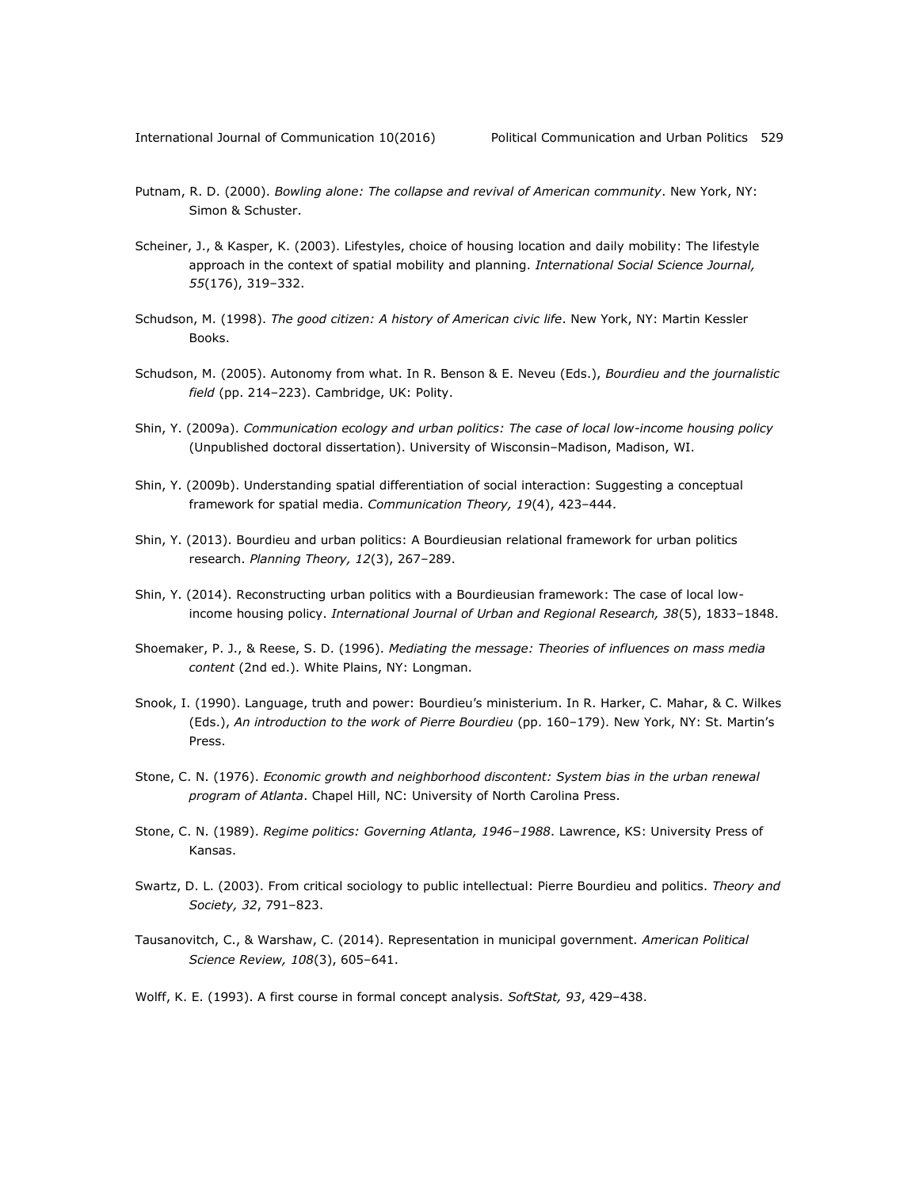Putnam, R. D. (2000). *Bowling alone: The collapse and revival of American community*. New York, NY: Simon & Schuster.

Scheiner, J., & Kasper, K. (2003). Lifestyles, choice of housing location and daily mobility: The lifestyle approach in the context of spatial mobility and planning. *International Social Science Journal, 55*(176), 319–332.

Schudson, M. (1998). *The good citizen: A history of American civic life*. New York, NY: Martin Kessler Books.

Schudson, M. (2005). Autonomy from what. In R. Benson & E. Neveu (Eds.), *Bourdieu and the journalistic field* (pp. 214–223). Cambridge, UK: Polity.

Shin, Y. (2009a). *Communication ecology and urban politics: The case of local low-income housing policy* (Unpublished doctoral dissertation). University of Wisconsin–Madison, Madison, WI.

Shin, Y. (2009b). Understanding spatial differentiation of social interaction: Suggesting a conceptual framework for spatial media. *Communication Theory, 19*(4), 423–444.

Shin, Y. (2013). Bourdieu and urban politics: A Bourdieusian relational framework for urban politics research. *Planning Theory, 12*(3), 267–289.

Shin, Y. (2014). Reconstructing urban politics with a Bourdieusian framework: The case of local low-income housing policy. *International Journal of Urban and Regional Research, 38*(5), 1833–1848.

Shoemaker, P. J., & Reese, S. D. (1996). *Mediating the message: Theories of influences on mass media content* (2nd ed.). White Plains, NY: Longman.

Snook, I. (1990). Language, truth and power: Bourdieu's ministerium. In R. Harker, C. Mahar, & C. Wilkes (Eds.), *An introduction to the work of Pierre Bourdieu* (pp. 160–179). New York, NY: St. Martin's Press.

Stone, C. N. (1976). *Economic growth and neighborhood discontent: System bias in the urban renewal program of Atlanta*. Chapel Hill, NC: University of North Carolina Press.

Stone, C. N. (1989). *Regime politics: Governing Atlanta, 1946–1988*. Lawrence, KS: University Press of Kansas.

Swartz, D. L. (2003). From critical sociology to public intellectual: Pierre Bourdieu and politics. *Theory and Society, 32*, 791–823.

Tausanovitch, C., & Warshaw, C. (2014). Representation in municipal government. *American Political Science Review, 108*(3), 605–641.

Wolff, K. E. (1993). A first course in formal concept analysis. *SoftStat, 93*, 429–438.